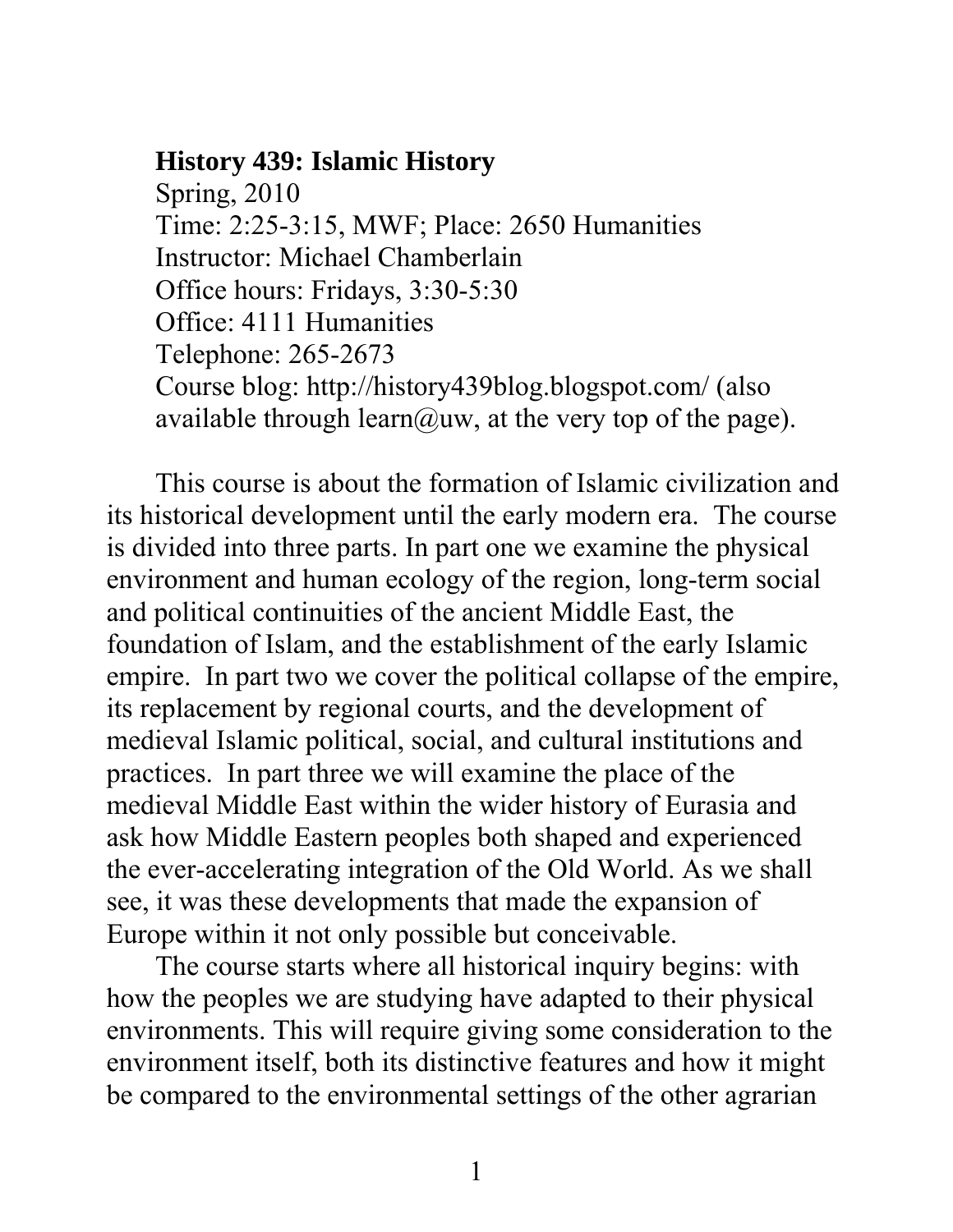**History 439: Islamic History**

Spring, 2010
Time: 2:25-3:15, MWF; Place: 2650 Humanities
Instructor: Michael Chamberlain
Office hours: Fridays, 3:30-5:30
Office: 4111 Humanities
Telephone: 265-2673
Course blog: http://history439blog.blogspot.com/ (also available through learn@uw, at the very top of the page).

This course is about the formation of Islamic civilization and its historical development until the early modern era. The course is divided into three parts. In part one we examine the physical environment and human ecology of the region, long-term social and political continuities of the ancient Middle East, the foundation of Islam, and the establishment of the early Islamic empire. In part two we cover the political collapse of the empire, its replacement by regional courts, and the development of medieval Islamic political, social, and cultural institutions and practices. In part three we will examine the place of the medieval Middle East within the wider history of Eurasia and ask how Middle Eastern peoples both shaped and experienced the ever-accelerating integration of the Old World. As we shall see, it was these developments that made the expansion of Europe within it not only possible but conceivable.

The course starts where all historical inquiry begins: with how the peoples we are studying have adapted to their physical environments. This will require giving some consideration to the environment itself, both its distinctive features and how it might be compared to the environmental settings of the other agrarian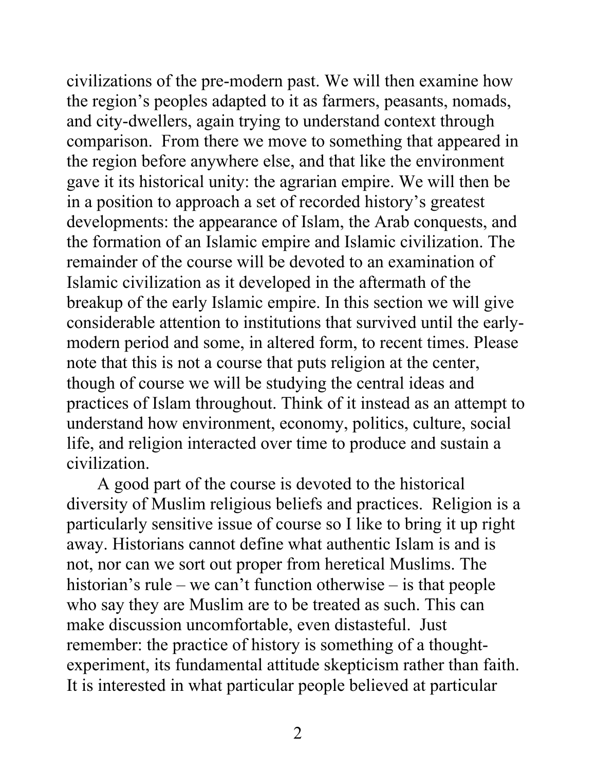civilizations of the pre-modern past. We will then examine how the region's peoples adapted to it as farmers, peasants, nomads, and city-dwellers, again trying to understand context through comparison. From there we move to something that appeared in the region before anywhere else, and that like the environment gave it its historical unity: the agrarian empire. We will then be in a position to approach a set of recorded history's greatest developments: the appearance of Islam, the Arab conquests, and the formation of an Islamic empire and Islamic civilization. The remainder of the course will be devoted to an examination of Islamic civilization as it developed in the aftermath of the breakup of the early Islamic empire. In this section we will give considerable attention to institutions that survived until the early-modern period and some, in altered form, to recent times. Please note that this is not a course that puts religion at the center, though of course we will be studying the central ideas and practices of Islam throughout. Think of it instead as an attempt to understand how environment, economy, politics, culture, social life, and religion interacted over time to produce and sustain a civilization.

A good part of the course is devoted to the historical diversity of Muslim religious beliefs and practices. Religion is a particularly sensitive issue of course so I like to bring it up right away. Historians cannot define what authentic Islam is and is not, nor can we sort out proper from heretical Muslims. The historian's rule – we can't function otherwise – is that people who say they are Muslim are to be treated as such. This can make discussion uncomfortable, even distasteful. Just remember: the practice of history is something of a thought-experiment, its fundamental attitude skepticism rather than faith. It is interested in what particular people believed at particular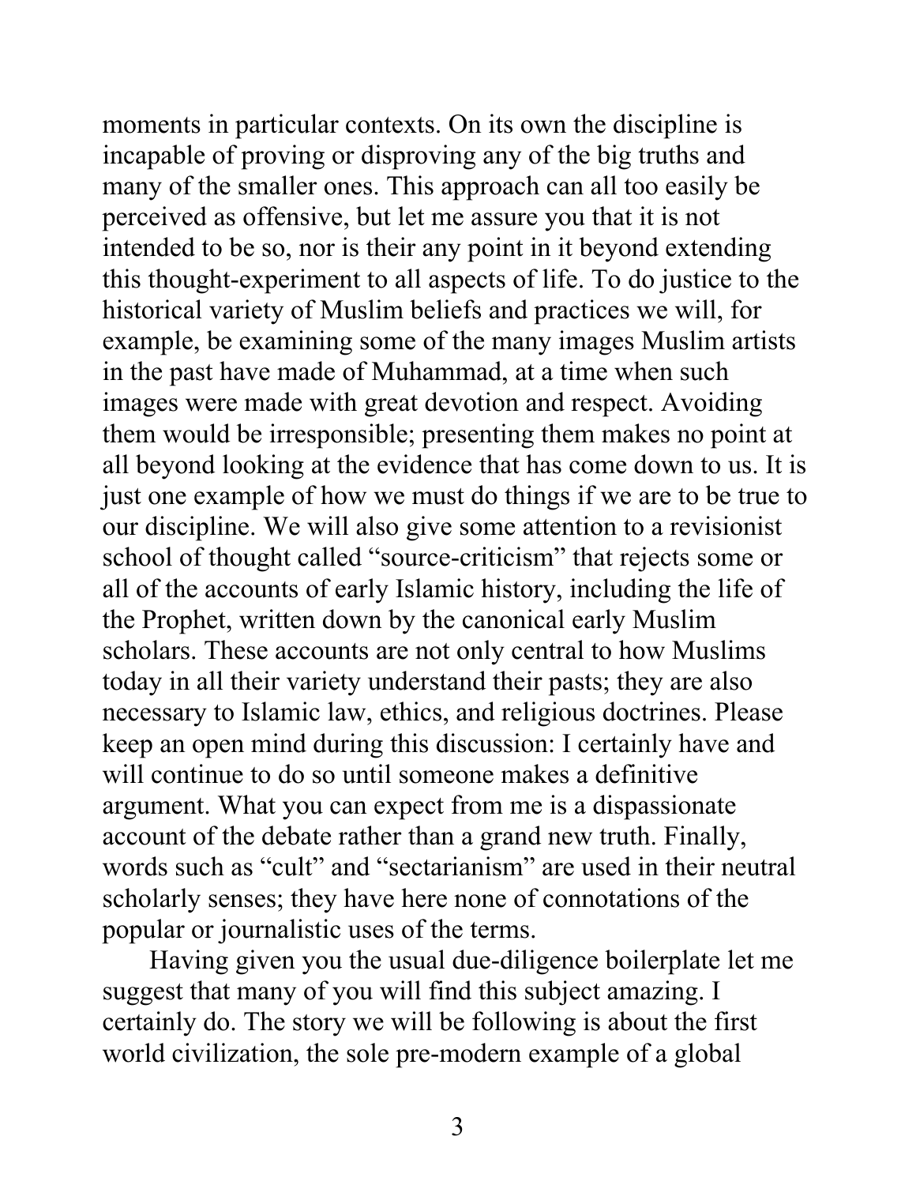moments in particular contexts. On its own the discipline is incapable of proving or disproving any of the big truths and many of the smaller ones. This approach can all too easily be perceived as offensive, but let me assure you that it is not intended to be so, nor is their any point in it beyond extending this thought-experiment to all aspects of life. To do justice to the historical variety of Muslim beliefs and practices we will, for example, be examining some of the many images Muslim artists in the past have made of Muhammad, at a time when such images were made with great devotion and respect. Avoiding them would be irresponsible; presenting them makes no point at all beyond looking at the evidence that has come down to us. It is just one example of how we must do things if we are to be true to our discipline. We will also give some attention to a revisionist school of thought called "source-criticism" that rejects some or all of the accounts of early Islamic history, including the life of the Prophet, written down by the canonical early Muslim scholars. These accounts are not only central to how Muslims today in all their variety understand their pasts; they are also necessary to Islamic law, ethics, and religious doctrines. Please keep an open mind during this discussion: I certainly have and will continue to do so until someone makes a definitive argument. What you can expect from me is a dispassionate account of the debate rather than a grand new truth. Finally, words such as "cult" and "sectarianism" are used in their neutral scholarly senses; they have here none of connotations of the popular or journalistic uses of the terms.

Having given you the usual due-diligence boilerplate let me suggest that many of you will find this subject amazing. I certainly do. The story we will be following is about the first world civilization, the sole pre-modern example of a global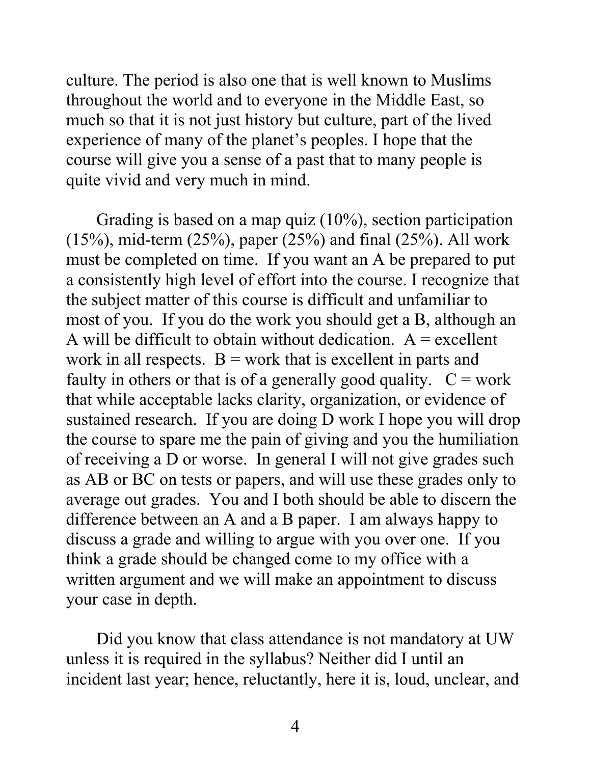culture. The period is also one that is well known to Muslims throughout the world and to everyone in the Middle East, so much so that it is not just history but culture, part of the lived experience of many of the planet's peoples. I hope that the course will give you a sense of a past that to many people is quite vivid and very much in mind.

Grading is based on a map quiz (10%), section participation (15%), mid-term (25%), paper (25%) and final (25%). All work must be completed on time. If you want an A be prepared to put a consistently high level of effort into the course. I recognize that the subject matter of this course is difficult and unfamiliar to most of you. If you do the work you should get a B, although an A will be difficult to obtain without dedication. A = excellent work in all respects. B = work that is excellent in parts and faulty in others or that is of a generally good quality. C = work that while acceptable lacks clarity, organization, or evidence of sustained research. If you are doing D work I hope you will drop the course to spare me the pain of giving and you the humiliation of receiving a D or worse. In general I will not give grades such as AB or BC on tests or papers, and will use these grades only to average out grades. You and I both should be able to discern the difference between an A and a B paper. I am always happy to discuss a grade and willing to argue with you over one. If you think a grade should be changed come to my office with a written argument and we will make an appointment to discuss your case in depth.

Did you know that class attendance is not mandatory at UW unless it is required in the syllabus? Neither did I until an incident last year; hence, reluctantly, here it is, loud, unclear, and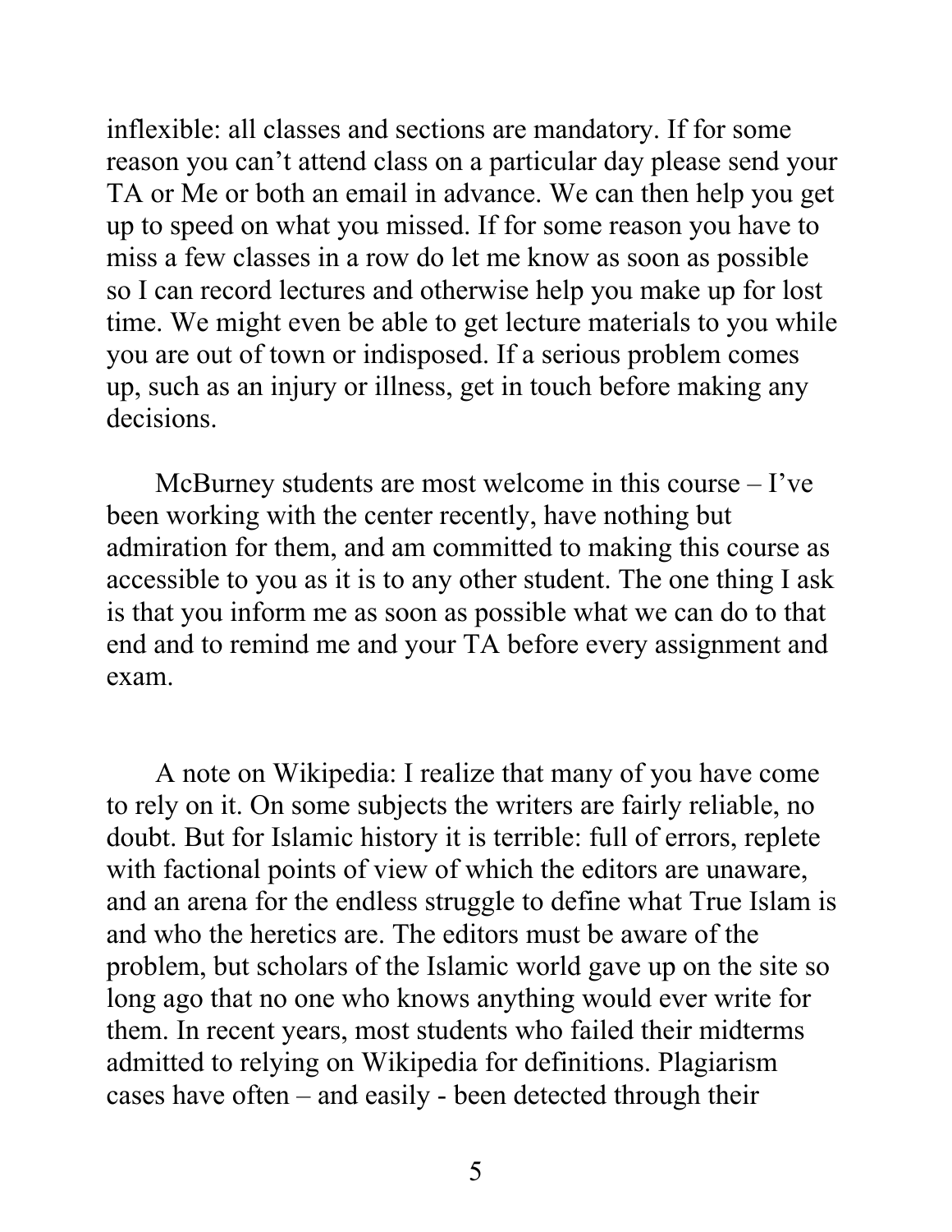inflexible: all classes and sections are mandatory. If for some reason you can't attend class on a particular day please send your TA or Me or both an email in advance. We can then help you get up to speed on what you missed. If for some reason you have to miss a few classes in a row do let me know as soon as possible so I can record lectures and otherwise help you make up for lost time. We might even be able to get lecture materials to you while you are out of town or indisposed. If a serious problem comes up, such as an injury or illness, get in touch before making any decisions.

McBurney students are most welcome in this course – I've been working with the center recently, have nothing but admiration for them, and am committed to making this course as accessible to you as it is to any other student. The one thing I ask is that you inform me as soon as possible what we can do to that end and to remind me and your TA before every assignment and exam.

A note on Wikipedia: I realize that many of you have come to rely on it. On some subjects the writers are fairly reliable, no doubt. But for Islamic history it is terrible: full of errors, replete with factional points of view of which the editors are unaware, and an arena for the endless struggle to define what True Islam is and who the heretics are. The editors must be aware of the problem, but scholars of the Islamic world gave up on the site so long ago that no one who knows anything would ever write for them. In recent years, most students who failed their midterms admitted to relying on Wikipedia for definitions. Plagiarism cases have often – and easily - been detected through their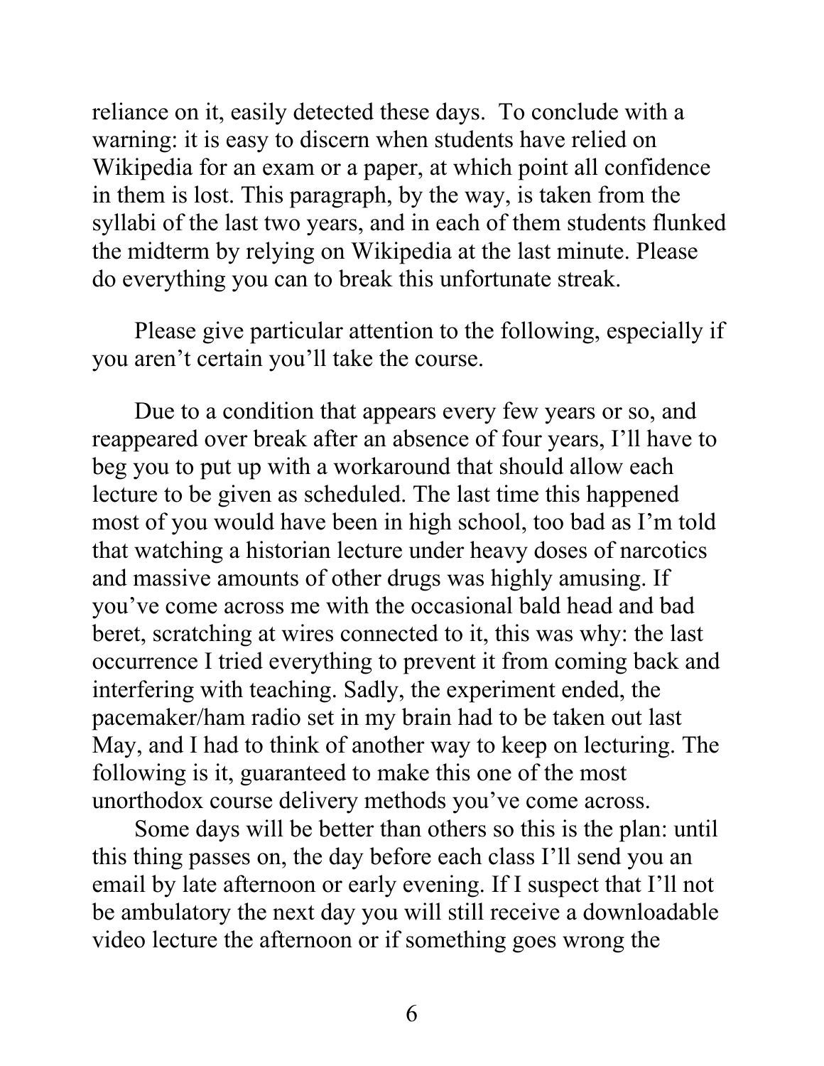reliance on it, easily detected these days. To conclude with a warning: it is easy to discern when students have relied on Wikipedia for an exam or a paper, at which point all confidence in them is lost. This paragraph, by the way, is taken from the syllabi of the last two years, and in each of them students flunked the midterm by relying on Wikipedia at the last minute. Please do everything you can to break this unfortunate streak.

Please give particular attention to the following, especially if you aren't certain you'll take the course.

Due to a condition that appears every few years or so, and reappeared over break after an absence of four years, I'll have to beg you to put up with a workaround that should allow each lecture to be given as scheduled. The last time this happened most of you would have been in high school, too bad as I'm told that watching a historian lecture under heavy doses of narcotics and massive amounts of other drugs was highly amusing. If you've come across me with the occasional bald head and bad beret, scratching at wires connected to it, this was why: the last occurrence I tried everything to prevent it from coming back and interfering with teaching. Sadly, the experiment ended, the pacemaker/ham radio set in my brain had to be taken out last May, and I had to think of another way to keep on lecturing. The following is it, guaranteed to make this one of the most unorthodox course delivery methods you've come across.

Some days will be better than others so this is the plan: until this thing passes on, the day before each class I'll send you an email by late afternoon or early evening. If I suspect that I'll not be ambulatory the next day you will still receive a downloadable video lecture the afternoon or if something goes wrong the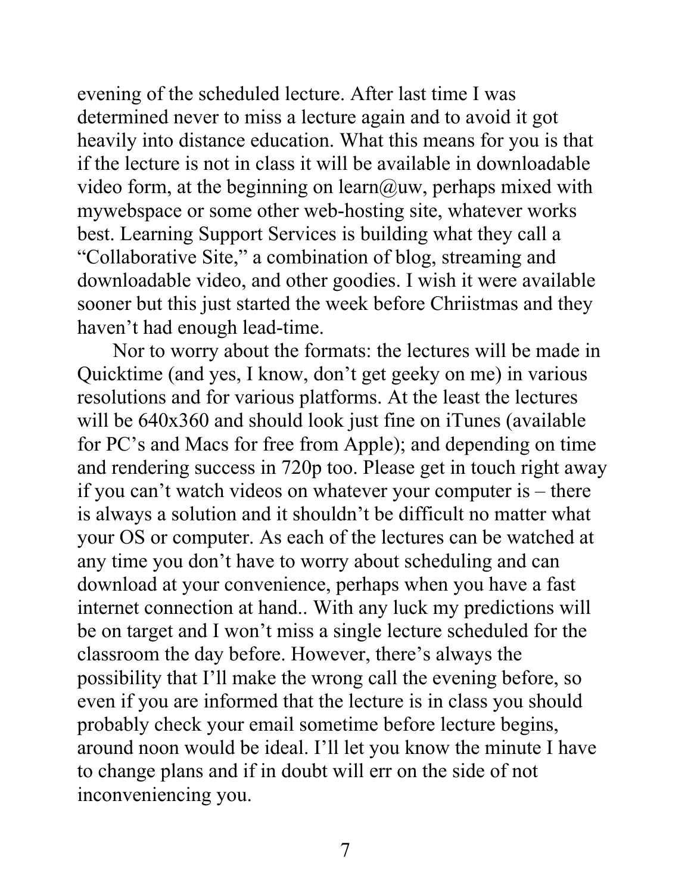evening of the scheduled lecture. After last time I was determined never to miss a lecture again and to avoid it got heavily into distance education. What this means for you is that if the lecture is not in class it will be available in downloadable video form, at the beginning on learn@uw, perhaps mixed with mywebspace or some other web-hosting site, whatever works best. Learning Support Services is building what they call a "Collaborative Site," a combination of blog, streaming and downloadable video, and other goodies. I wish it were available sooner but this just started the week before Chriistmas and they haven't had enough lead-time.

Nor to worry about the formats: the lectures will be made in Quicktime (and yes, I know, don't get geeky on me) in various resolutions and for various platforms. At the least the lectures will be 640x360 and should look just fine on iTunes (available for PC's and Macs for free from Apple); and depending on time and rendering success in 720p too. Please get in touch right away if you can't watch videos on whatever your computer is – there is always a solution and it shouldn't be difficult no matter what your OS or computer. As each of the lectures can be watched at any time you don't have to worry about scheduling and can download at your convenience, perhaps when you have a fast internet connection at hand.. With any luck my predictions will be on target and I won't miss a single lecture scheduled for the classroom the day before. However, there's always the possibility that I'll make the wrong call the evening before, so even if you are informed that the lecture is in class you should probably check your email sometime before lecture begins, around noon would be ideal. I'll let you know the minute I have to change plans and if in doubt will err on the side of not inconveniencing you.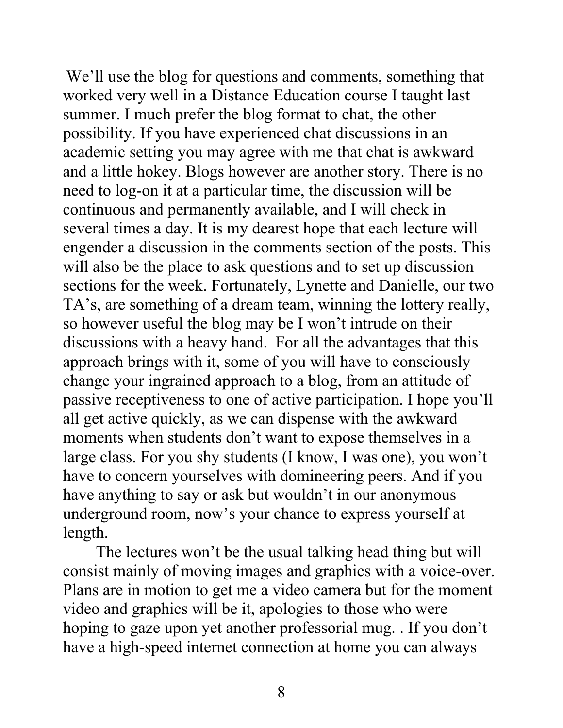We'll use the blog for questions and comments, something that worked very well in a Distance Education course I taught last summer. I much prefer the blog format to chat, the other possibility. If you have experienced chat discussions in an academic setting you may agree with me that chat is awkward and a little hokey. Blogs however are another story. There is no need to log-on it at a particular time, the discussion will be continuous and permanently available, and I will check in several times a day. It is my dearest hope that each lecture will engender a discussion in the comments section of the posts. This will also be the place to ask questions and to set up discussion sections for the week. Fortunately, Lynette and Danielle, our two TA's, are something of a dream team, winning the lottery really, so however useful the blog may be I won't intrude on their discussions with a heavy hand. For all the advantages that this approach brings with it, some of you will have to consciously change your ingrained approach to a blog, from an attitude of passive receptiveness to one of active participation. I hope you'll all get active quickly, as we can dispense with the awkward moments when students don't want to expose themselves in a large class. For you shy students (I know, I was one), you won't have to concern yourselves with domineering peers. And if you have anything to say or ask but wouldn't in our anonymous underground room, now's your chance to express yourself at length.

The lectures won't be the usual talking head thing but will consist mainly of moving images and graphics with a voice-over. Plans are in motion to get me a video camera but for the moment video and graphics will be it, apologies to those who were hoping to gaze upon yet another professorial mug. . If you don't have a high-speed internet connection at home you can always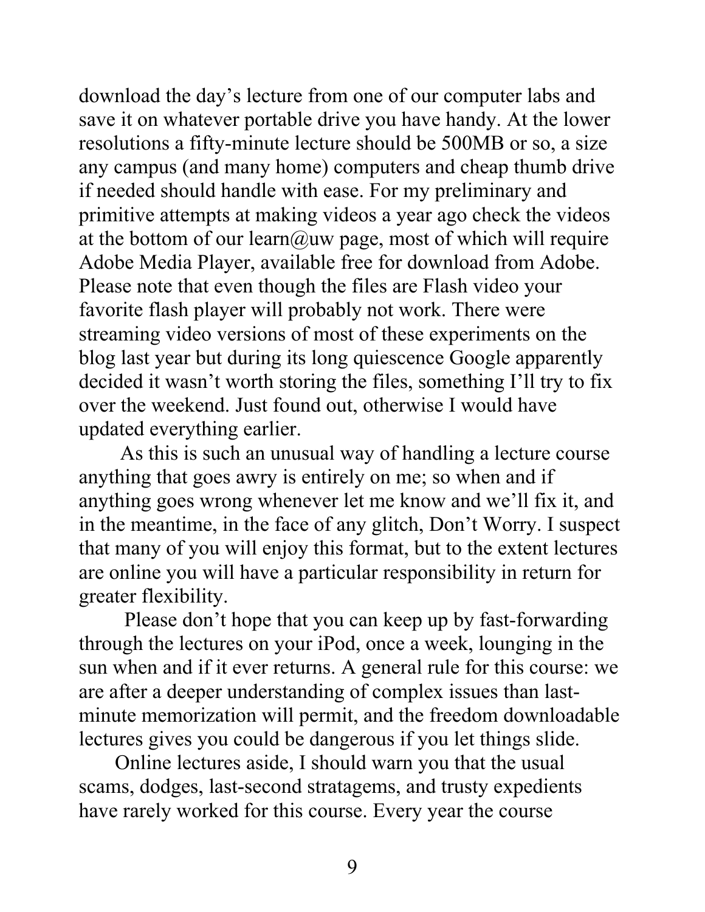download the day's lecture from one of our computer labs and save it on whatever portable drive you have handy. At the lower resolutions a fifty-minute lecture should be 500MB or so, a size any campus (and many home) computers and cheap thumb drive if needed should handle with ease. For my preliminary and primitive attempts at making videos a year ago check the videos at the bottom of our learn@uw page, most of which will require Adobe Media Player, available free for download from Adobe. Please note that even though the files are Flash video your favorite flash player will probably not work. There were streaming video versions of most of these experiments on the blog last year but during its long quiescence Google apparently decided it wasn't worth storing the files, something I'll try to fix over the weekend. Just found out, otherwise I would have updated everything earlier.

As this is such an unusual way of handling a lecture course anything that goes awry is entirely on me; so when and if anything goes wrong whenever let me know and we'll fix it, and in the meantime, in the face of any glitch, Don't Worry. I suspect that many of you will enjoy this format, but to the extent lectures are online you will have a particular responsibility in return for greater flexibility.

Please don't hope that you can keep up by fast-forwarding through the lectures on your iPod, once a week, lounging in the sun when and if it ever returns. A general rule for this course: we are after a deeper understanding of complex issues than last-minute memorization will permit, and the freedom downloadable lectures gives you could be dangerous if you let things slide.

Online lectures aside, I should warn you that the usual scams, dodges, last-second stratagems, and trusty expedients have rarely worked for this course. Every year the course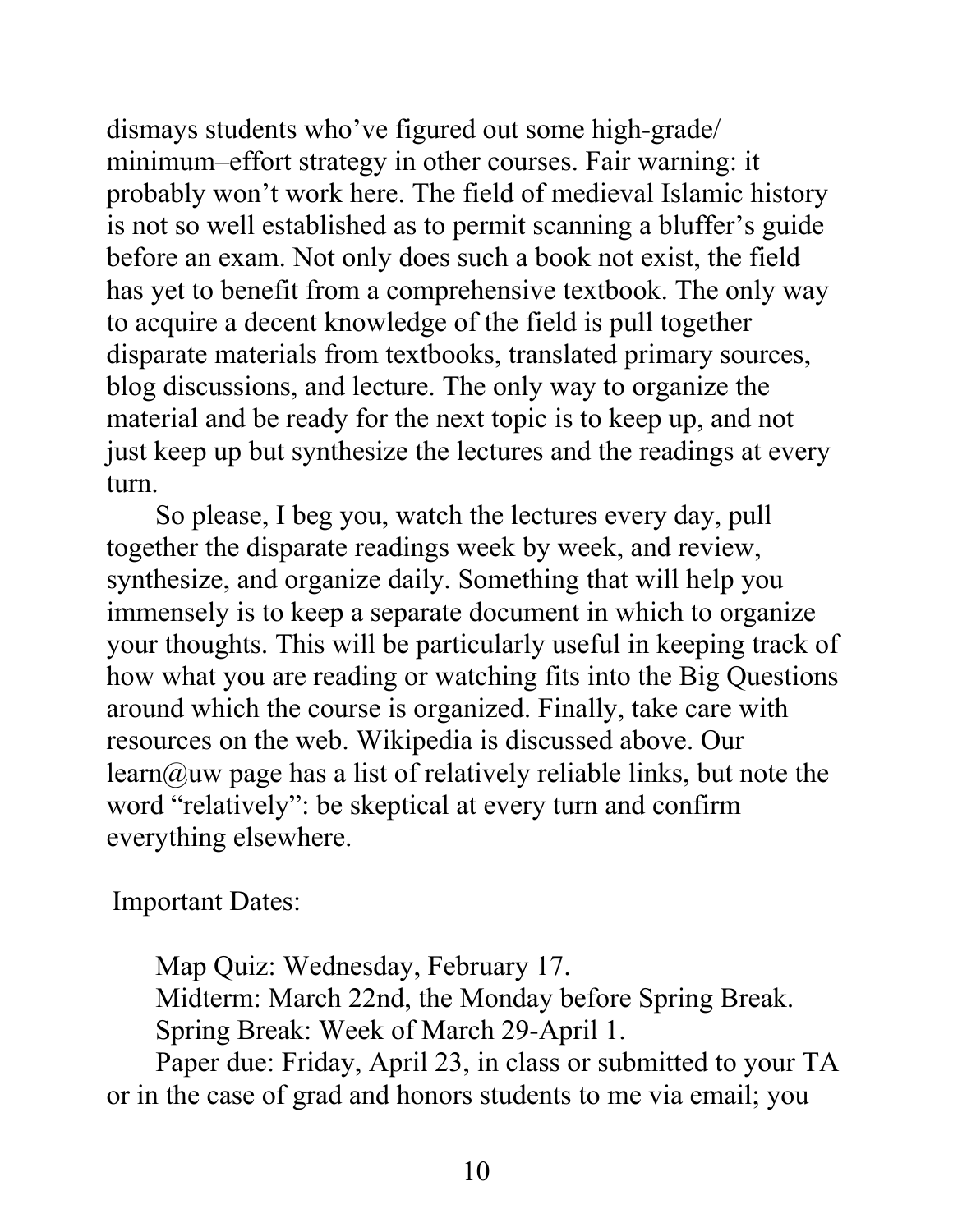dismays students who've figured out some high-grade/minimum–effort strategy in other courses. Fair warning: it probably won't work here. The field of medieval Islamic history is not so well established as to permit scanning a bluffer's guide before an exam. Not only does such a book not exist, the field has yet to benefit from a comprehensive textbook. The only way to acquire a decent knowledge of the field is pull together disparate materials from textbooks, translated primary sources, blog discussions, and lecture. The only way to organize the material and be ready for the next topic is to keep up, and not just keep up but synthesize the lectures and the readings at every turn.

So please, I beg you, watch the lectures every day, pull together the disparate readings week by week, and review, synthesize, and organize daily. Something that will help you immensely is to keep a separate document in which to organize your thoughts. This will be particularly useful in keeping track of how what you are reading or watching fits into the Big Questions around which the course is organized. Finally, take care with resources on the web. Wikipedia is discussed above. Our learn@uw page has a list of relatively reliable links, but note the word "relatively": be skeptical at every turn and confirm everything elsewhere.

Important Dates:

Map Quiz: Wednesday, February 17.
Midterm: March 22nd, the Monday before Spring Break.
Spring Break: Week of March 29-April 1.
Paper due: Friday, April 23, in class or submitted to your TA or in the case of grad and honors students to me via email; you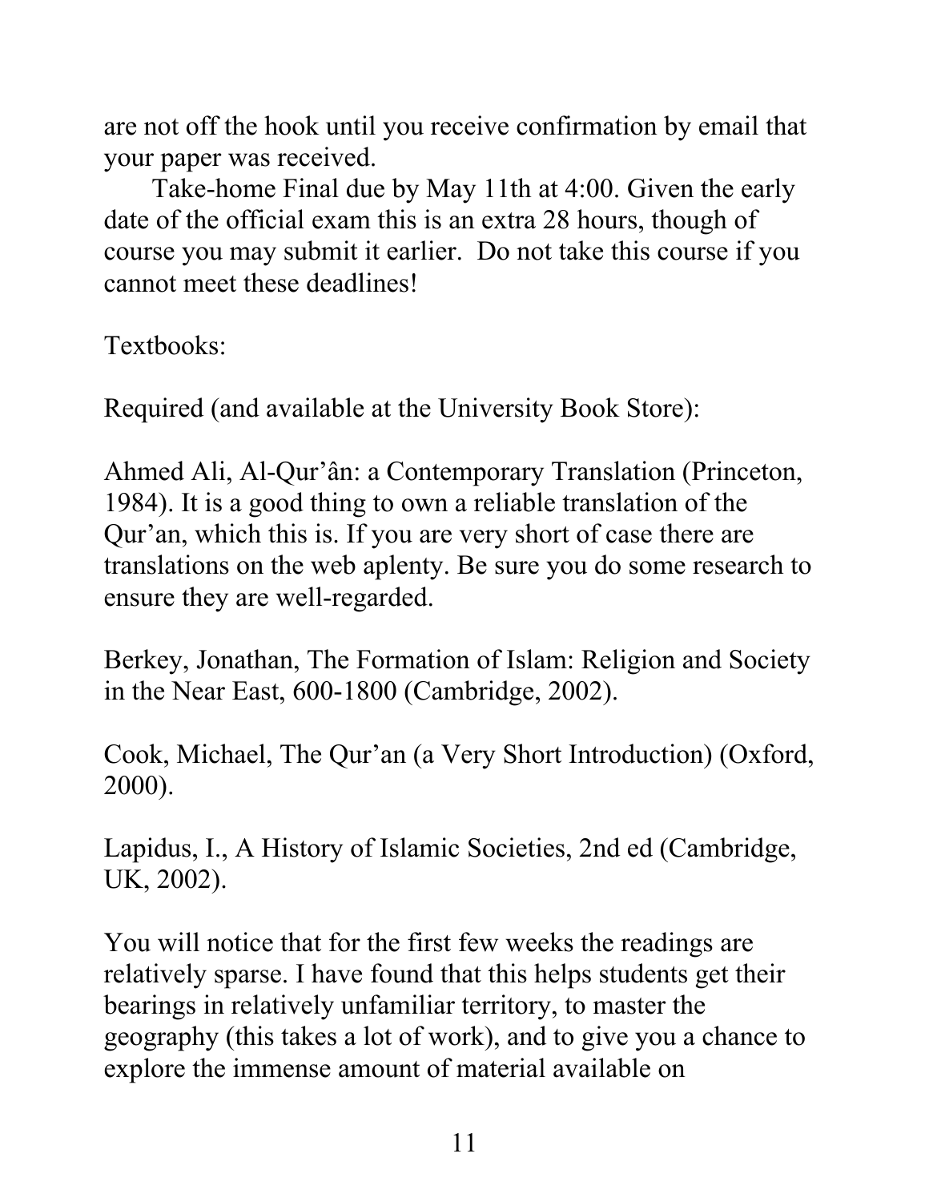are not off the hook until you receive confirmation by email that your paper was received.

Take-home Final due by May 11th at 4:00. Given the early date of the official exam this is an extra 28 hours, though of course you may submit it earlier. Do not take this course if you cannot meet these deadlines!

Textbooks:

Required (and available at the University Book Store):

Ahmed Ali, Al-Qur'ân: a Contemporary Translation (Princeton, 1984). It is a good thing to own a reliable translation of the Qur'an, which this is. If you are very short of case there are translations on the web aplenty. Be sure you do some research to ensure they are well-regarded.

Berkey, Jonathan, The Formation of Islam: Religion and Society in the Near East, 600-1800 (Cambridge, 2002).

Cook, Michael, The Qur'an (a Very Short Introduction) (Oxford, 2000).

Lapidus, I., A History of Islamic Societies, 2nd ed (Cambridge, UK, 2002).

You will notice that for the first few weeks the readings are relatively sparse. I have found that this helps students get their bearings in relatively unfamiliar territory, to master the geography (this takes a lot of work), and to give you a chance to explore the immense amount of material available on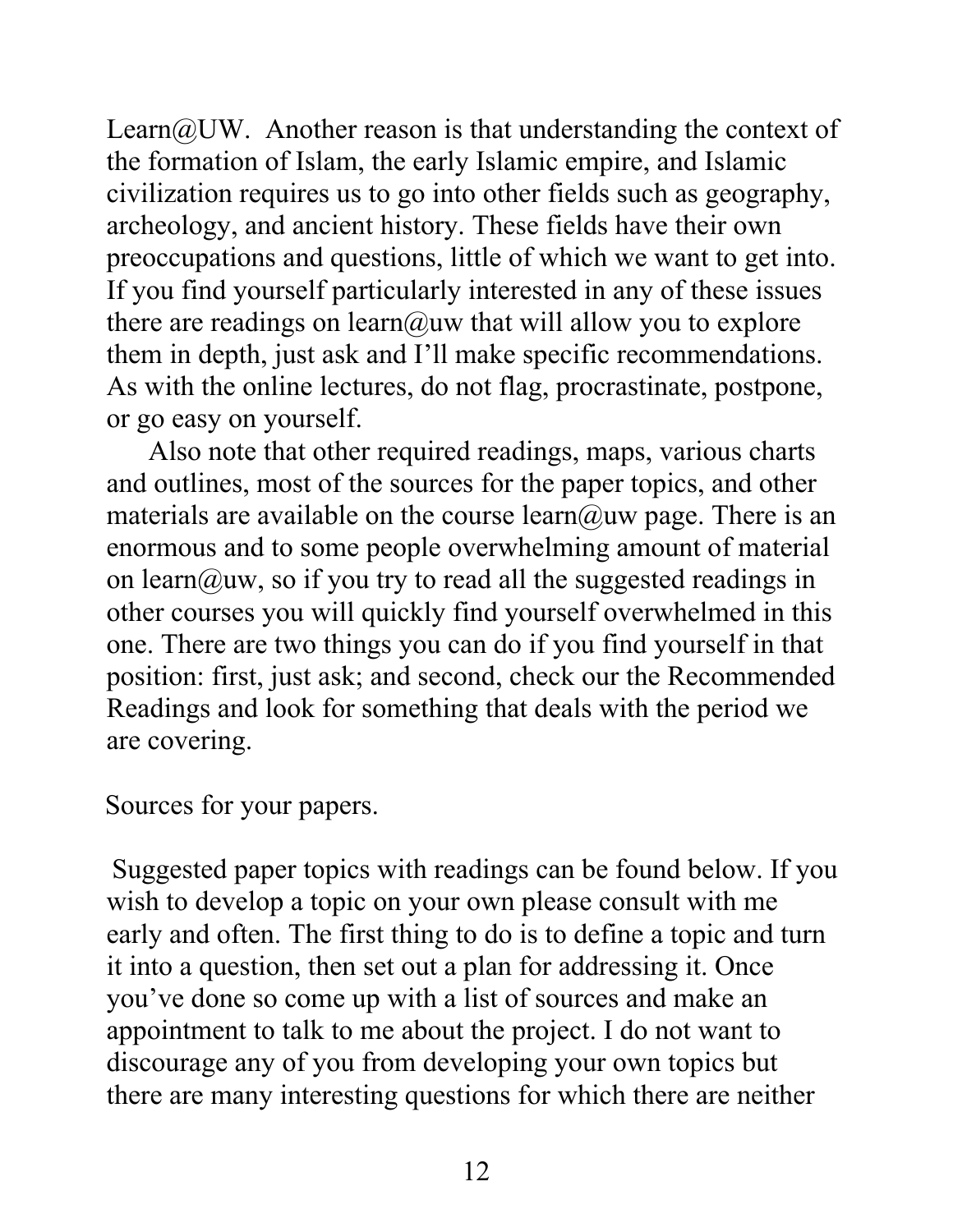Learn@UW. Another reason is that understanding the context of the formation of Islam, the early Islamic empire, and Islamic civilization requires us to go into other fields such as geography, archeology, and ancient history. These fields have their own preoccupations and questions, little of which we want to get into. If you find yourself particularly interested in any of these issues there are readings on learn@uw that will allow you to explore them in depth, just ask and I'll make specific recommendations. As with the online lectures, do not flag, procrastinate, postpone, or go easy on yourself.

Also note that other required readings, maps, various charts and outlines, most of the sources for the paper topics, and other materials are available on the course learn@uw page. There is an enormous and to some people overwhelming amount of material on learn@uw, so if you try to read all the suggested readings in other courses you will quickly find yourself overwhelmed in this one. There are two things you can do if you find yourself in that position: first, just ask; and second, check our the Recommended Readings and look for something that deals with the period we are covering.

Sources for your papers.

Suggested paper topics with readings can be found below. If you wish to develop a topic on your own please consult with me early and often. The first thing to do is to define a topic and turn it into a question, then set out a plan for addressing it. Once you've done so come up with a list of sources and make an appointment to talk to me about the project. I do not want to discourage any of you from developing your own topics but there are many interesting questions for which there are neither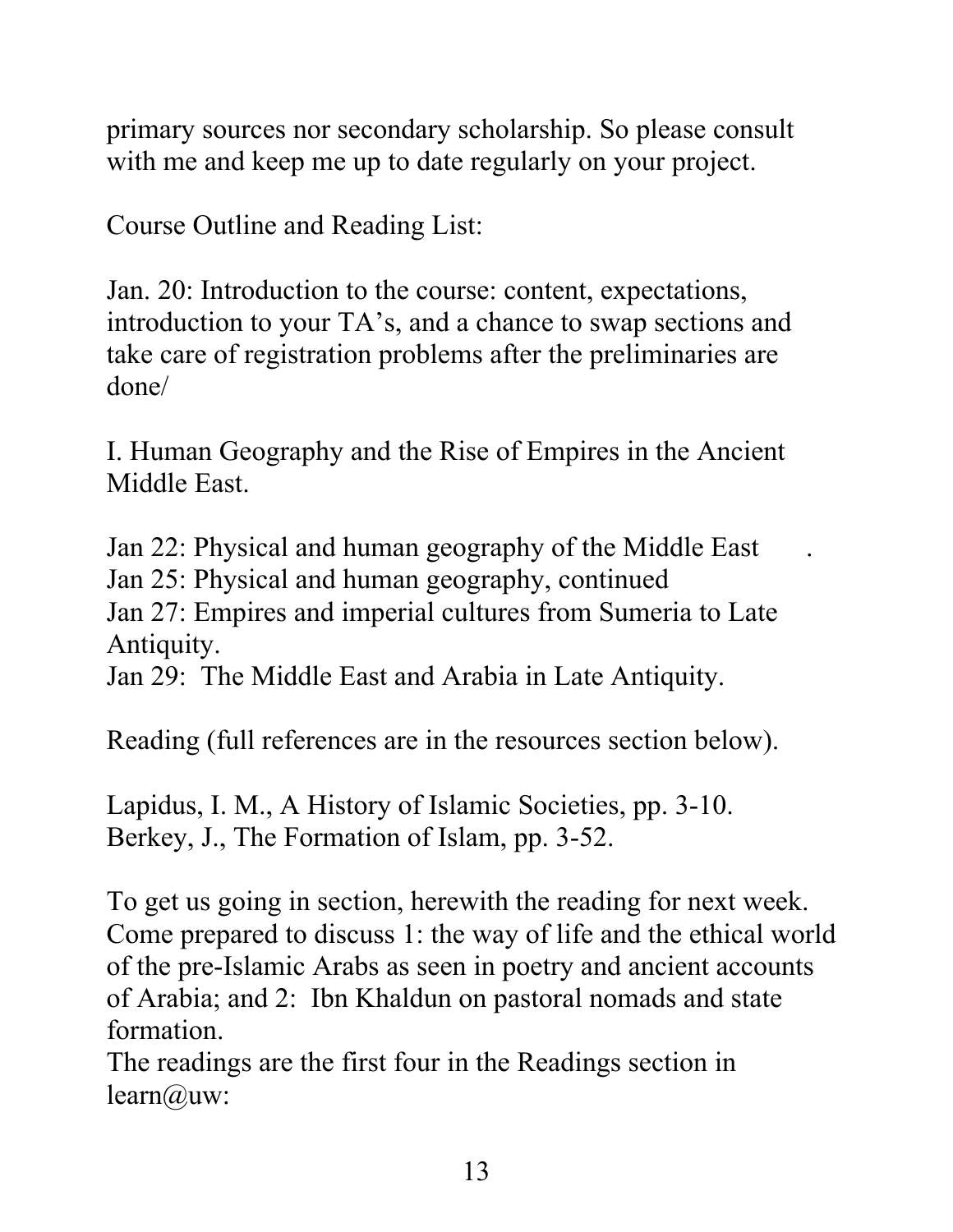primary sources nor secondary scholarship. So please consult with me and keep me up to date regularly on your project.

Course Outline and Reading List:

Jan. 20: Introduction to the course: content, expectations, introduction to your TA's, and a chance to swap sections and take care of registration problems after the preliminaries are done/

I. Human Geography and the Rise of Empires in the Ancient Middle East.

Jan 22: Physical and human geography of the Middle East .
Jan 25: Physical and human geography, continued
Jan 27: Empires and imperial cultures from Sumeria to Late Antiquity.
Jan 29: The Middle East and Arabia in Late Antiquity.

Reading (full references are in the resources section below).

Lapidus, I. M., A History of Islamic Societies, pp. 3-10.
Berkey, J., The Formation of Islam, pp. 3-52.

To get us going in section, herewith the reading for next week. Come prepared to discuss 1: the way of life and the ethical world of the pre-Islamic Arabs as seen in poetry and ancient accounts of Arabia; and 2: Ibn Khaldun on pastoral nomads and state formation.
The readings are the first four in the Readings section in learn@uw: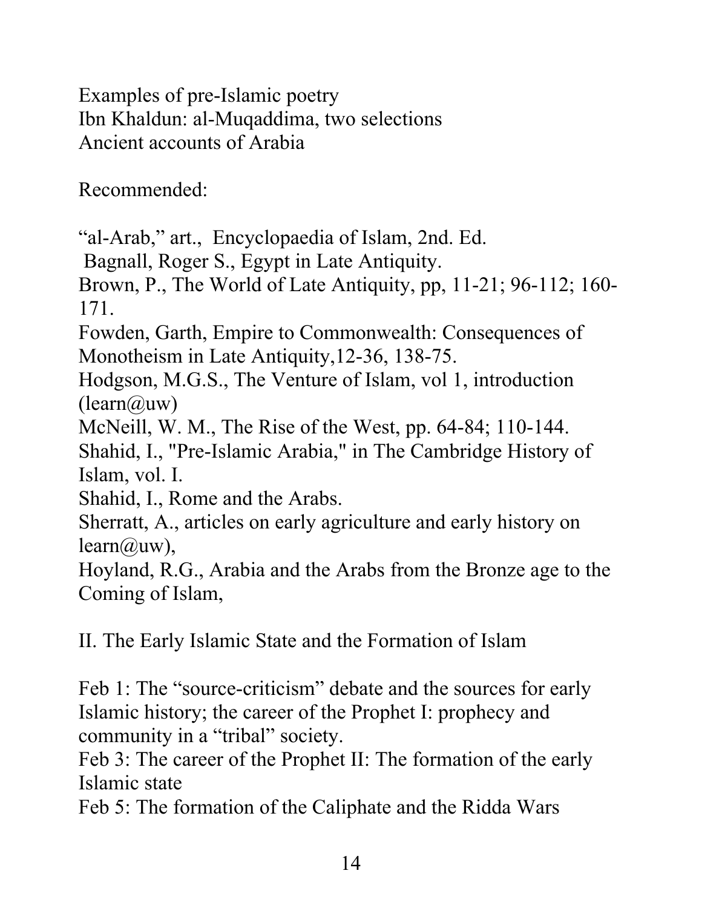Examples of pre-Islamic poetry
Ibn Khaldun: al-Muqaddima, two selections
Ancient accounts of Arabia

Recommended:

"al-Arab," art., Encyclopaedia of Islam, 2nd. Ed.
Bagnall, Roger S., Egypt in Late Antiquity.
Brown, P., The World of Late Antiquity, pp, 11-21; 96-112; 160-171.
Fowden, Garth, Empire to Commonwealth: Consequences of Monotheism in Late Antiquity,12-36, 138-75.
Hodgson, M.G.S., The Venture of Islam, vol 1, introduction (learn@uw)
McNeill, W. M., The Rise of the West, pp. 64-84; 110-144.
Shahid, I., "Pre-Islamic Arabia," in The Cambridge History of Islam, vol. I.
Shahid, I., Rome and the Arabs.
Sherratt, A., articles on early agriculture and early history on learn@uw),
Hoyland, R.G., Arabia and the Arabs from the Bronze age to the Coming of Islam,

## II. The Early Islamic State and the Formation of Islam

Feb 1: The "source-criticism" debate and the sources for early Islamic history; the career of the Prophet I: prophecy and community in a "tribal" society.
Feb 3: The career of the Prophet II: The formation of the early Islamic state
Feb 5: The formation of the Caliphate and the Ridda Wars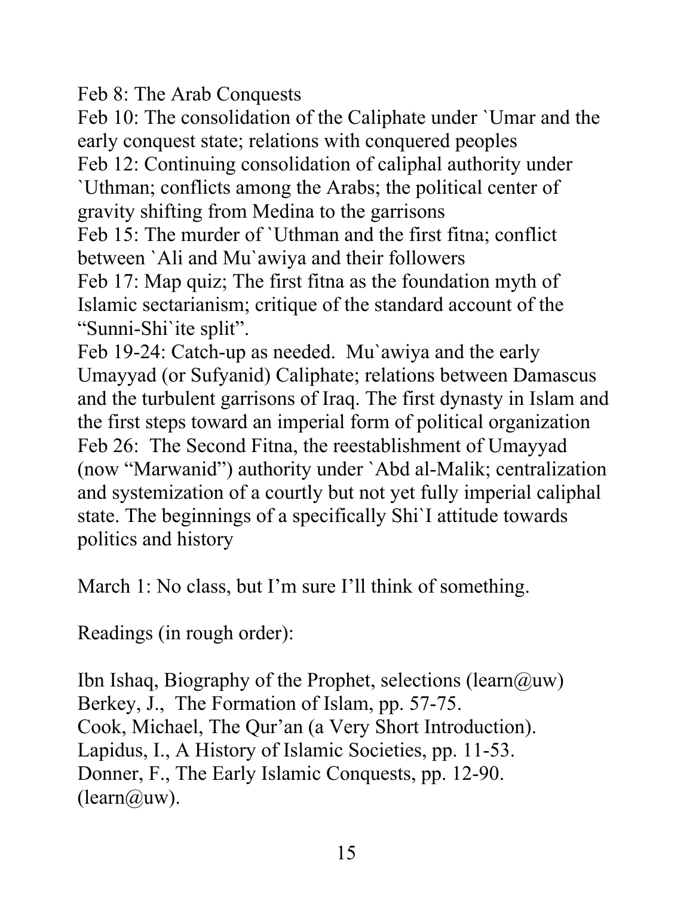Feb 8: The Arab Conquests
Feb 10: The consolidation of the Caliphate under `Umar and the early conquest state; relations with conquered peoples
Feb 12: Continuing consolidation of caliphal authority under `Uthman; conflicts among the Arabs; the political center of gravity shifting from Medina to the garrisons
Feb 15: The murder of `Uthman and the first fitna; conflict between `Ali and Mu`awiya and their followers
Feb 17: Map quiz; The first fitna as the foundation myth of Islamic sectarianism; critique of the standard account of the "Sunni-Shi`ite split".
Feb 19-24: Catch-up as needed. Mu`awiya and the early Umayyad (or Sufyanid) Caliphate; relations between Damascus and the turbulent garrisons of Iraq. The first dynasty in Islam and the first steps toward an imperial form of political organization
Feb 26: The Second Fitna, the reestablishment of Umayyad (now "Marwanid") authority under `Abd al-Malik; centralization and systemization of a courtly but not yet fully imperial caliphal state. The beginnings of a specifically Shi`I attitude towards politics and history

March 1: No class, but I'm sure I'll think of something.

Readings (in rough order):

Ibn Ishaq, Biography of the Prophet, selections (learn@uw)
Berkey, J., The Formation of Islam, pp. 57-75.
Cook, Michael, The Qur'an (a Very Short Introduction).
Lapidus, I., A History of Islamic Societies, pp. 11-53.
Donner, F., The Early Islamic Conquests, pp. 12-90. (learn@uw).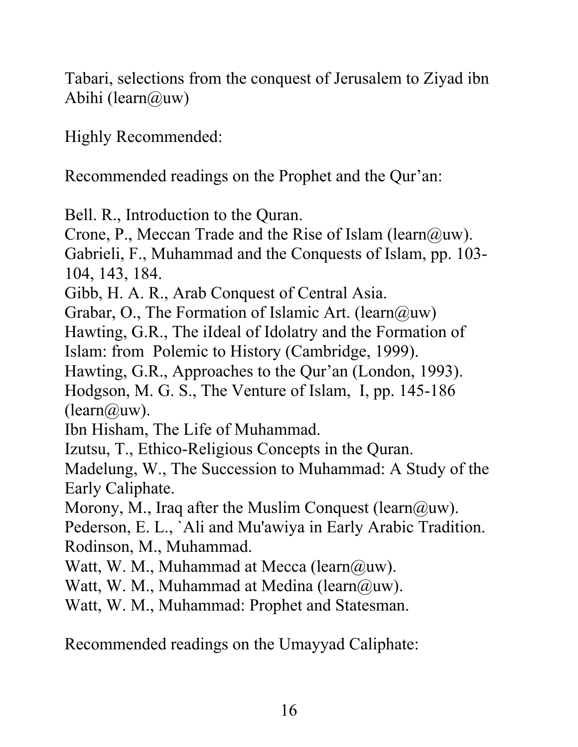Tabari, selections from the conquest of Jerusalem to Ziyad ibn Abihi (learn@uw)

Highly Recommended:

Recommended readings on the Prophet and the Qur'an:

Bell. R., Introduction to the Quran.  
Crone, P., Meccan Trade and the Rise of Islam (learn@uw).  
Gabrieli, F., Muhammad and the Conquests of Islam, pp. 103-104, 143, 184.  
Gibb, H. A. R., Arab Conquest of Central Asia.  
Grabar, O., The Formation of Islamic Art. (learn@uw)  
Hawting, G.R., The iIdeal of Idolatry and the Formation of Islam: from Polemic to History (Cambridge, 1999).  
Hawting, G.R., Approaches to the Qur'an (London, 1993).  
Hodgson, M. G. S., The Venture of Islam, I, pp. 145-186 (learn@uw).  
Ibn Hisham, The Life of Muhammad.  
Izutsu, T., Ethico-Religious Concepts in the Quran.  
Madelung, W., The Succession to Muhammad: A Study of the Early Caliphate.  
Morony, M., Iraq after the Muslim Conquest (learn@uw).  
Pederson, E. L., `Ali and Mu'awiya in Early Arabic Tradition.  
Rodinson, M., Muhammad.  
Watt, W. M., Muhammad at Mecca (learn@uw).  
Watt, W. M., Muhammad at Medina (learn@uw).  
Watt, W. M., Muhammad: Prophet and Statesman.

Recommended readings on the Umayyad Caliphate: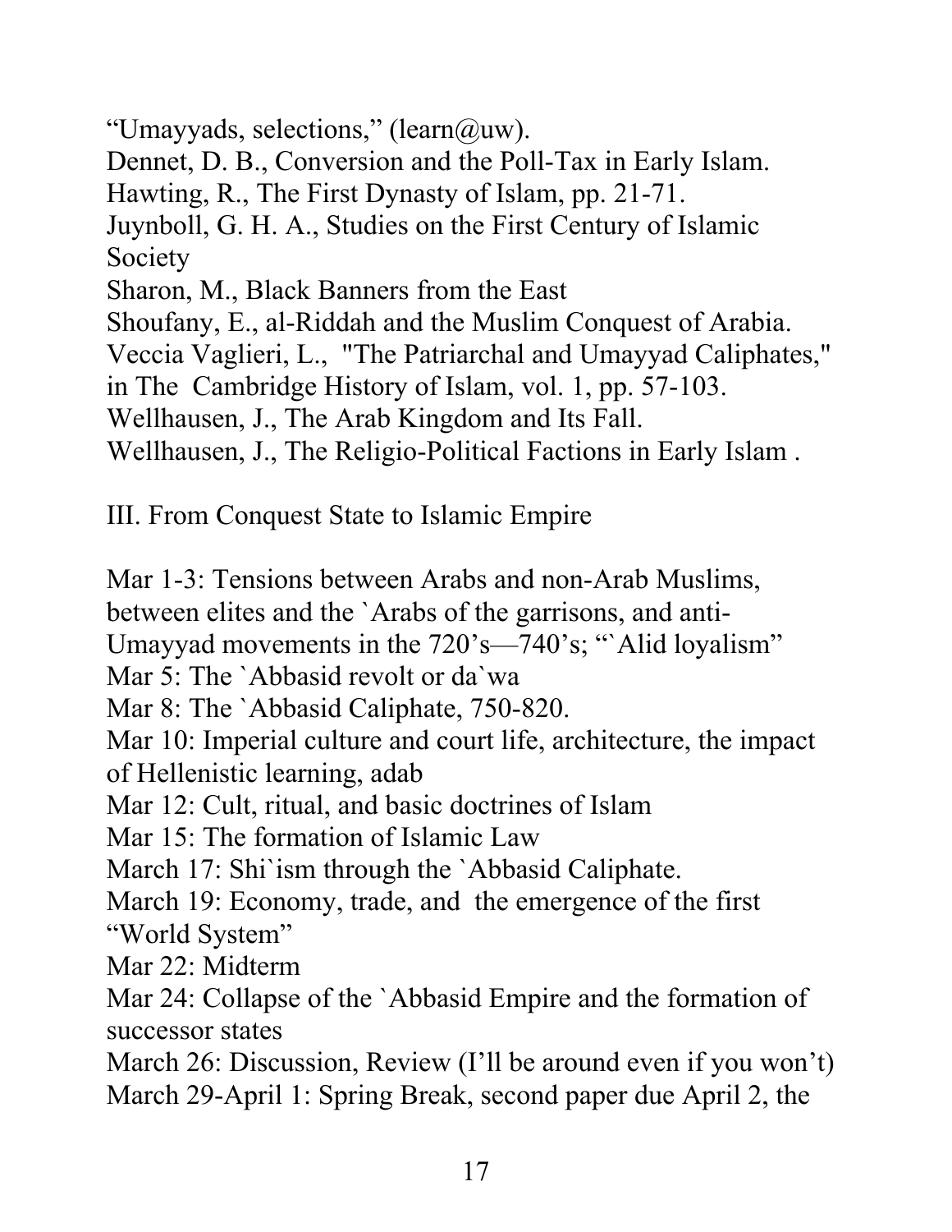"Umayyads, selections," (learn@uw).
Dennet, D. B., Conversion and the Poll-Tax in Early Islam.
Hawting, R., The First Dynasty of Islam, pp. 21-71.
Juynboll, G. H. A., Studies on the First Century of Islamic Society
Sharon, M., Black Banners from the East
Shoufany, E., al-Riddah and the Muslim Conquest of Arabia.
Veccia Vaglieri, L., "The Patriarchal and Umayyad Caliphates," in The Cambridge History of Islam, vol. 1, pp. 57-103.
Wellhausen, J., The Arab Kingdom and Its Fall.
Wellhausen, J., The Religio-Political Factions in Early Islam .

## III. From Conquest State to Islamic Empire

Mar 1-3: Tensions between Arabs and non-Arab Muslims, between elites and the `Arabs of the garrisons, and anti-Umayyad movements in the 720's—740's; "`Alid loyalism"
Mar 5: The `Abbasid revolt or da`wa
Mar 8: The `Abbasid Caliphate, 750-820.
Mar 10: Imperial culture and court life, architecture, the impact of Hellenistic learning, adab
Mar 12: Cult, ritual, and basic doctrines of Islam
Mar 15: The formation of Islamic Law
March 17: Shi`ism through the `Abbasid Caliphate.
March 19: Economy, trade, and the emergence of the first "World System"
Mar 22: Midterm
Mar 24: Collapse of the `Abbasid Empire and the formation of successor states
March 26: Discussion, Review (I'll be around even if you won't)
March 29-April 1: Spring Break, second paper due April 2, the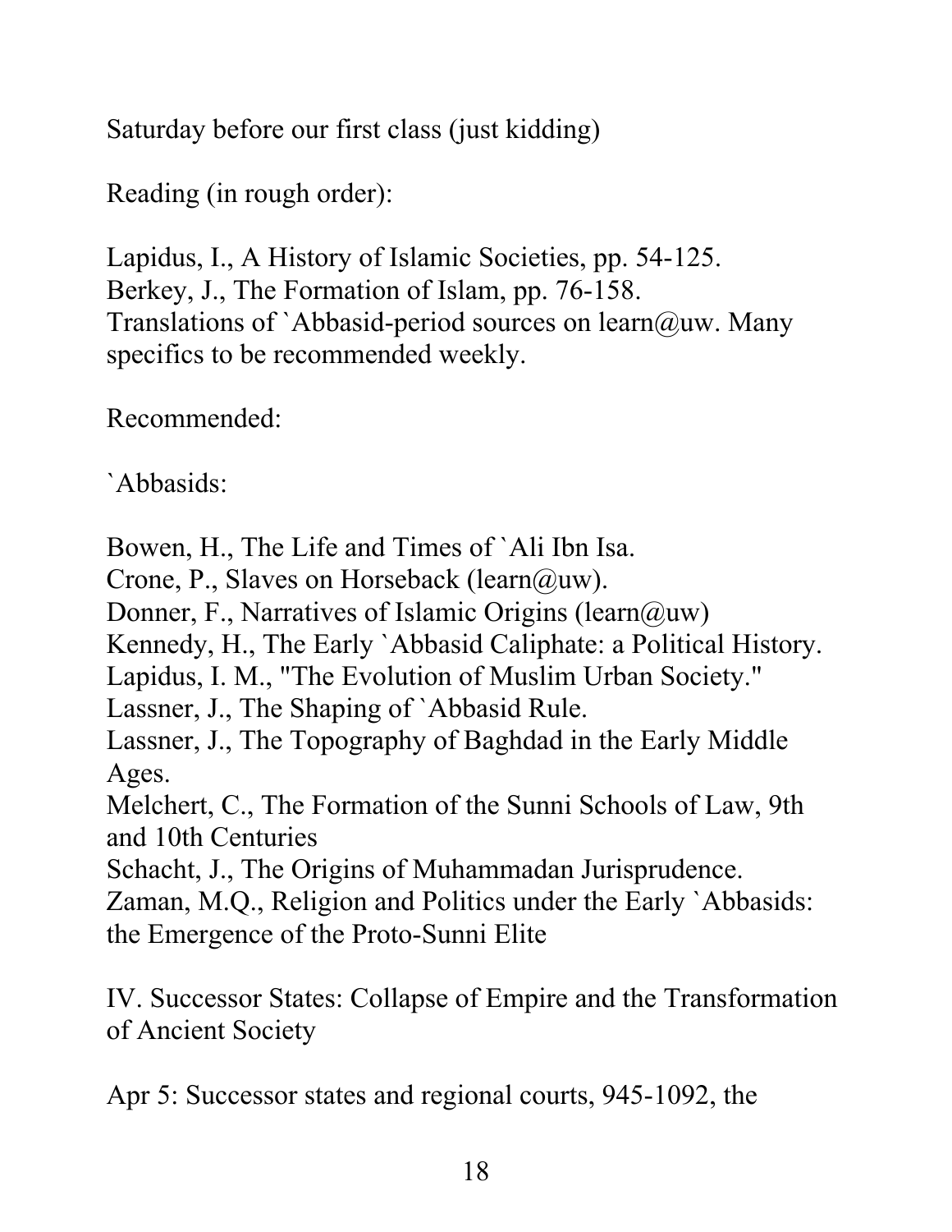Saturday before our first class (just kidding)

Reading (in rough order):

Lapidus, I., A History of Islamic Societies, pp. 54-125.
Berkey, J., The Formation of Islam, pp. 76-158.
Translations of `Abbasid-period sources on learn@uw. Many specifics to be recommended weekly.

Recommended:

`Abbasids:

Bowen, H., The Life and Times of `Ali Ibn Isa.
Crone, P., Slaves on Horseback (learn@uw).
Donner, F., Narratives of Islamic Origins (learn@uw)
Kennedy, H., The Early `Abbasid Caliphate: a Political History.
Lapidus, I. M., "The Evolution of Muslim Urban Society."
Lassner, J., The Shaping of `Abbasid Rule.
Lassner, J., The Topography of Baghdad in the Early Middle Ages.
Melchert, C., The Formation of the Sunni Schools of Law, 9th and 10th Centuries
Schacht, J., The Origins of Muhammadan Jurisprudence.
Zaman, M.Q., Religion and Politics under the Early `Abbasids: the Emergence of the Proto-Sunni Elite

## IV. Successor States: Collapse of Empire and the Transformation of Ancient Society

Apr 5: Successor states and regional courts, 945-1092, the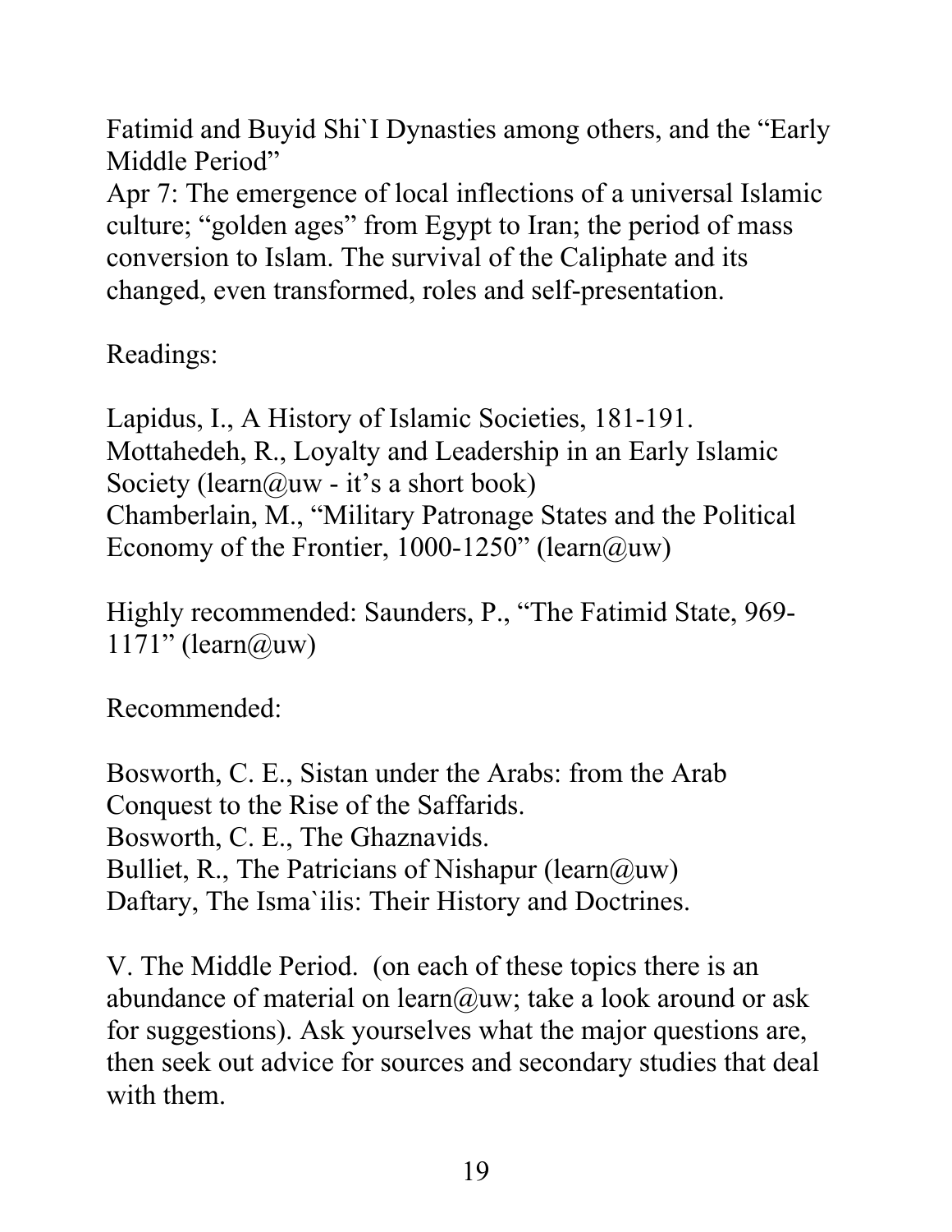Fatimid and Buyid Shi`I Dynasties among others, and the "Early Middle Period"

Apr 7: The emergence of local inflections of a universal Islamic culture; "golden ages" from Egypt to Iran; the period of mass conversion to Islam. The survival of the Caliphate and its changed, even transformed, roles and self-presentation.

Readings:

Lapidus, I., A History of Islamic Societies, 181-191.
Mottahedeh, R., Loyalty and Leadership in an Early Islamic Society (learn@uw - it's a short book)
Chamberlain, M., "Military Patronage States and the Political Economy of the Frontier, 1000-1250" (learn@uw)

Highly recommended: Saunders, P., "The Fatimid State, 969-1171" (learn@uw)

Recommended:

Bosworth, C. E., Sistan under the Arabs: from the Arab Conquest to the Rise of the Saffarids.
Bosworth, C. E., The Ghaznavids.
Bulliet, R., The Patricians of Nishapur (learn@uw)
Daftary, The Isma`ilis: Their History and Doctrines.

V. The Middle Period. (on each of these topics there is an abundance of material on learn@uw; take a look around or ask for suggestions). Ask yourselves what the major questions are, then seek out advice for sources and secondary studies that deal with them.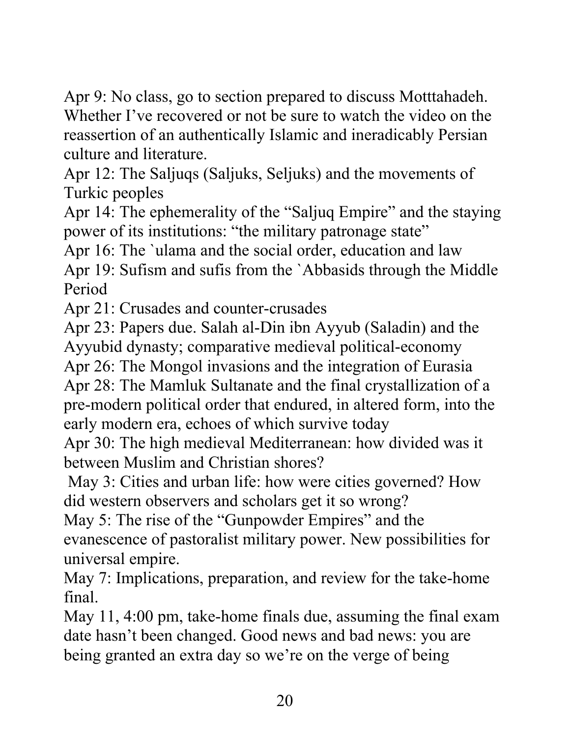Apr 9: No class, go to section prepared to discuss Motttahadeh. Whether I've recovered or not be sure to watch the video on the reassertion of an authentically Islamic and ineradicably Persian culture and literature.

Apr 12: The Saljuqs (Saljuks, Seljuks) and the movements of Turkic peoples

Apr 14: The ephemerality of the "Saljuq Empire" and the staying power of its institutions: "the military patronage state"

Apr 16: The `ulama and the social order, education and law

Apr 19: Sufism and sufis from the `Abbasids through the Middle Period

Apr 21: Crusades and counter-crusades

Apr 23: Papers due. Salah al-Din ibn Ayyub (Saladin) and the Ayyubid dynasty; comparative medieval political-economy

Apr 26: The Mongol invasions and the integration of Eurasia

Apr 28: The Mamluk Sultanate and the final crystallization of a pre-modern political order that endured, in altered form, into the early modern era, echoes of which survive today

Apr 30: The high medieval Mediterranean: how divided was it between Muslim and Christian shores?

May 3: Cities and urban life: how were cities governed? How did western observers and scholars get it so wrong?

May 5: The rise of the "Gunpowder Empires" and the evanescence of pastoralist military power. New possibilities for universal empire.

May 7: Implications, preparation, and review for the take-home final.

May 11, 4:00 pm, take-home finals due, assuming the final exam date hasn't been changed. Good news and bad news: you are being granted an extra day so we're on the verge of being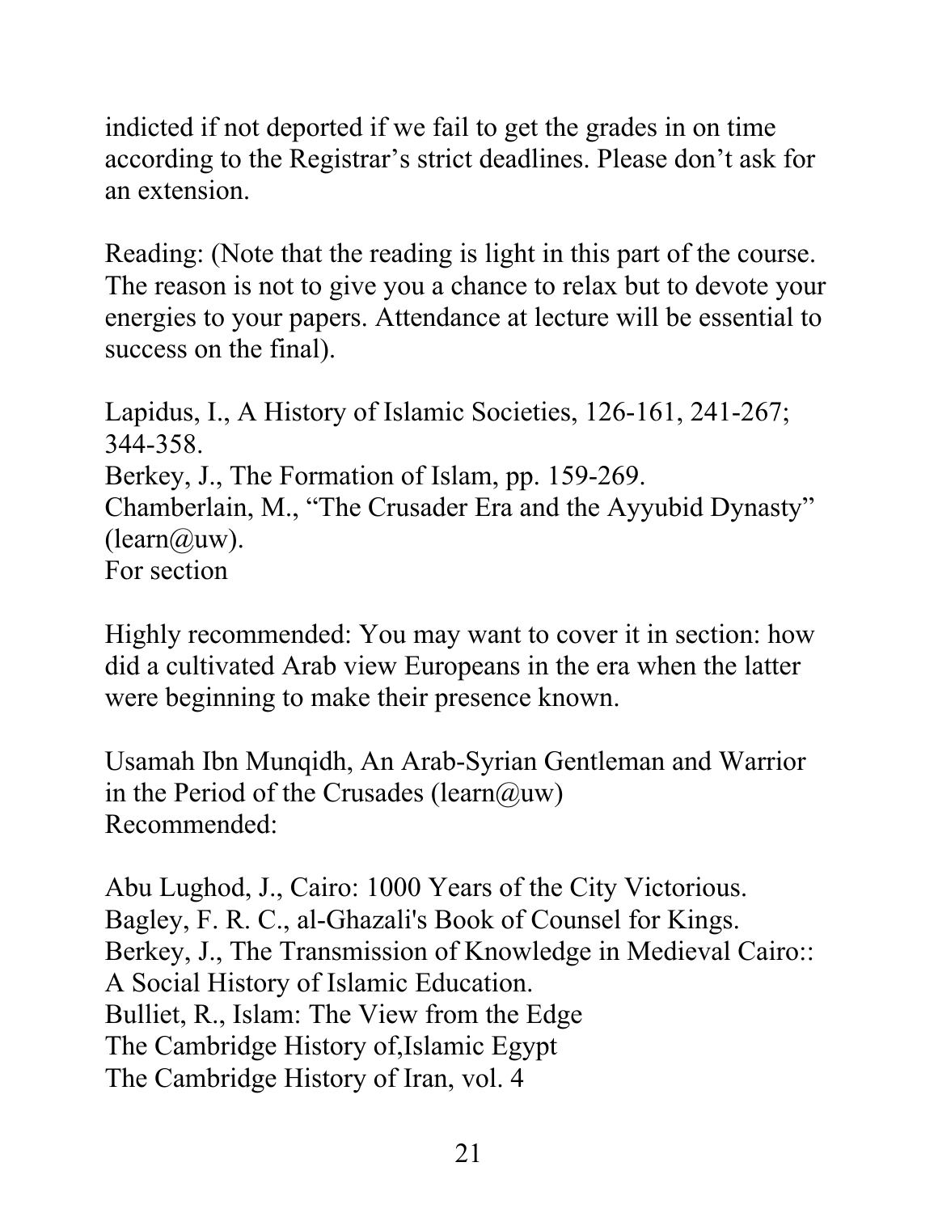indicted if not deported if we fail to get the grades in on time according to the Registrar's strict deadlines. Please don't ask for an extension.

Reading: (Note that the reading is light in this part of the course. The reason is not to give you a chance to relax but to devote your energies to your papers. Attendance at lecture will be essential to success on the final).

Lapidus, I., A History of Islamic Societies, 126-161, 241-267; 344-358.
Berkey, J., The Formation of Islam, pp. 159-269.
Chamberlain, M., "The Crusader Era and the Ayyubid Dynasty" (learn@uw).
For section

Highly recommended: You may want to cover it in section: how did a cultivated Arab view Europeans in the era when the latter were beginning to make their presence known.

Usamah Ibn Munqidh, An Arab-Syrian Gentleman and Warrior in the Period of the Crusades (learn@uw)
Recommended:

Abu Lughod, J., Cairo: 1000 Years of the City Victorious.
Bagley, F. R. C., al-Ghazali's Book of Counsel for Kings.
Berkey, J., The Transmission of Knowledge in Medieval Cairo:: A Social History of Islamic Education.
Bulliet, R., Islam: The View from the Edge
The Cambridge History of,Islamic Egypt
The Cambridge History of Iran, vol. 4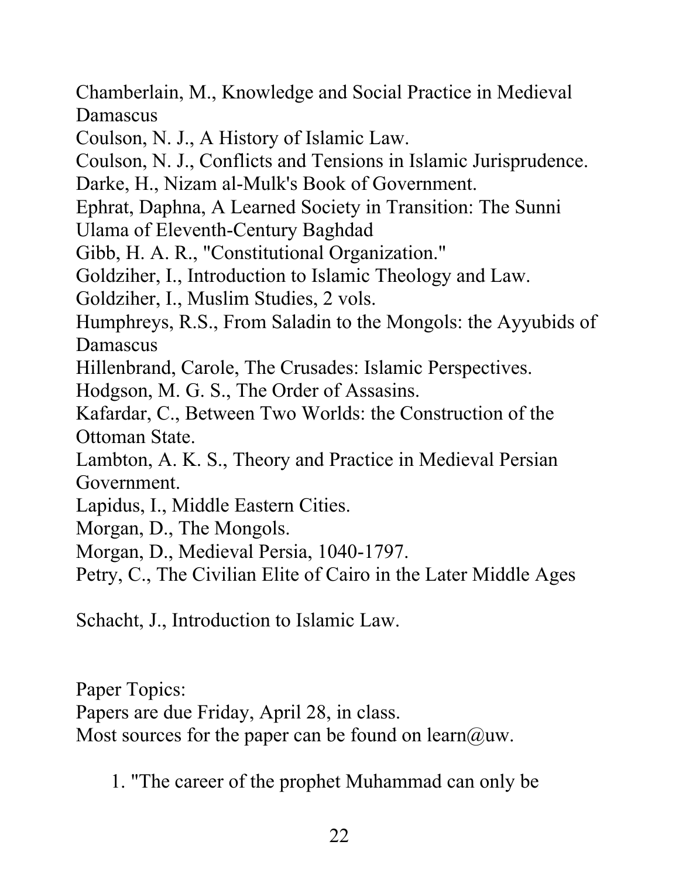Chamberlain, M., Knowledge and Social Practice in Medieval Damascus

Coulson, N. J., A History of Islamic Law.

Coulson, N. J., Conflicts and Tensions in Islamic Jurisprudence.

Darke, H., Nizam al-Mulk's Book of Government.

Ephrat, Daphna, A Learned Society in Transition: The Sunni Ulama of Eleventh-Century Baghdad

Gibb, H. A. R., "Constitutional Organization."

Goldziher, I., Introduction to Islamic Theology and Law.

Goldziher, I., Muslim Studies, 2 vols.

Humphreys, R.S., From Saladin to the Mongols: the Ayyubids of Damascus

Hillenbrand, Carole, The Crusades: Islamic Perspectives.

Hodgson, M. G. S., The Order of Assasins.

Kafardar, C., Between Two Worlds: the Construction of the Ottoman State.

Lambton, A. K. S., Theory and Practice in Medieval Persian Government.

Lapidus, I., Middle Eastern Cities.

Morgan, D., The Mongols.

Morgan, D., Medieval Persia, 1040-1797.

Petry, C., The Civilian Elite of Cairo in the Later Middle Ages

Schacht, J., Introduction to Islamic Law.

Paper Topics:

Papers are due Friday, April 28, in class.

Most sources for the paper can be found on learn@uw.

1. "The career of the prophet Muhammad can only be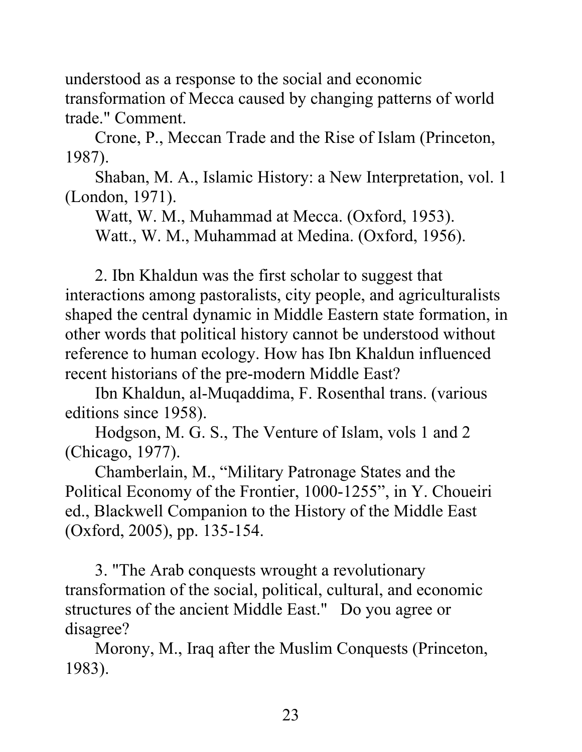understood as a response to the social and economic transformation of Mecca caused by changing patterns of world trade." Comment.

Crone, P., Meccan Trade and the Rise of Islam (Princeton, 1987).

Shaban, M. A., Islamic History: a New Interpretation, vol. 1 (London, 1971).

Watt, W. M., Muhammad at Mecca. (Oxford, 1953).

Watt., W. M., Muhammad at Medina. (Oxford, 1956).

2. Ibn Khaldun was the first scholar to suggest that interactions among pastoralists, city people, and agriculturalists shaped the central dynamic in Middle Eastern state formation, in other words that political history cannot be understood without reference to human ecology. How has Ibn Khaldun influenced recent historians of the pre-modern Middle East?

Ibn Khaldun, al-Muqaddima, F. Rosenthal trans. (various editions since 1958).

Hodgson, M. G. S., The Venture of Islam, vols 1 and 2 (Chicago, 1977).

Chamberlain, M., "Military Patronage States and the Political Economy of the Frontier, 1000-1255", in Y. Choueiri ed., Blackwell Companion to the History of the Middle East (Oxford, 2005), pp. 135-154.

3. "The Arab conquests wrought a revolutionary transformation of the social, political, cultural, and economic structures of the ancient Middle East." Do you agree or disagree?

Morony, M., Iraq after the Muslim Conquests (Princeton, 1983).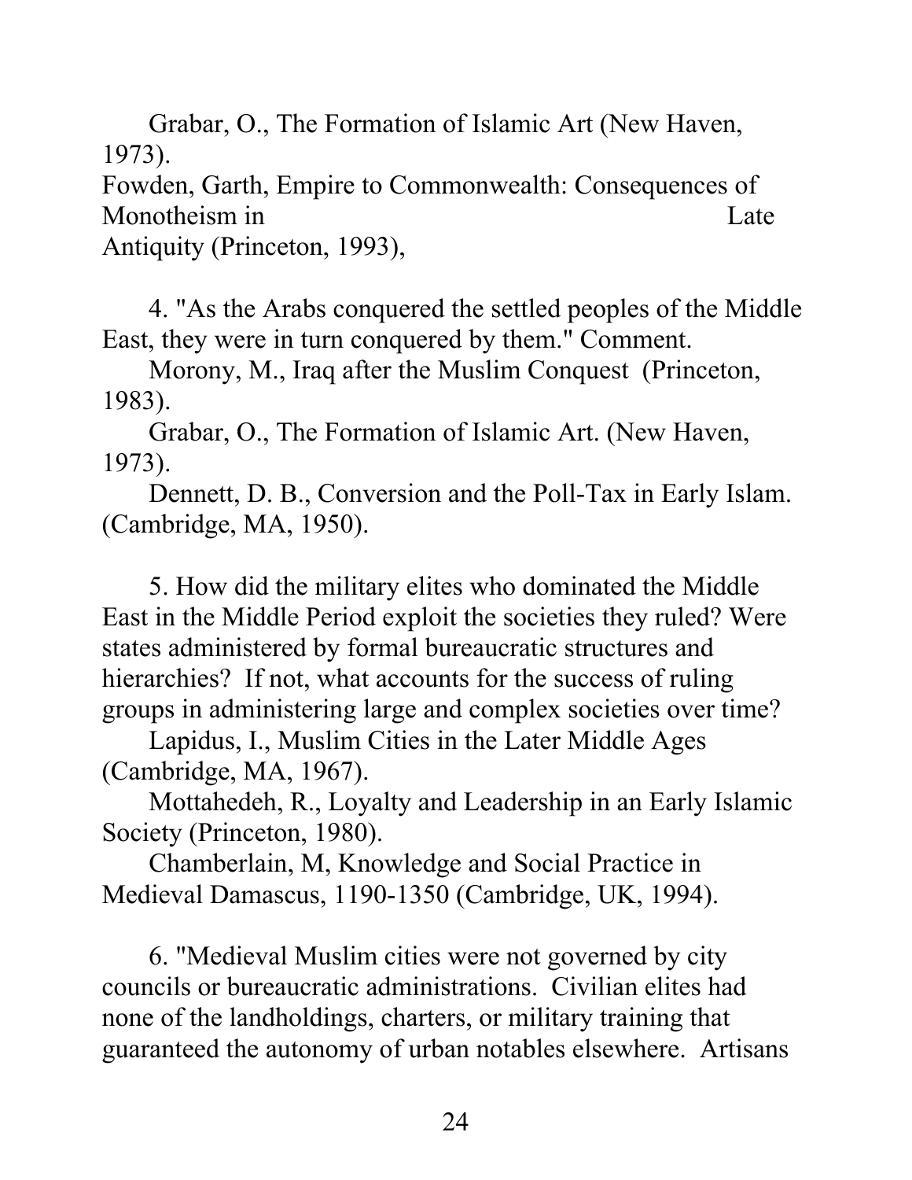Grabar, O., The Formation of Islamic Art (New Haven, 1973).

Fowden, Garth, Empire to Commonwealth: Consequences of Monotheism in Late Antiquity (Princeton, 1993),

4. "As the Arabs conquered the settled peoples of the Middle East, they were in turn conquered by them." Comment.

Morony, M., Iraq after the Muslim Conquest (Princeton, 1983).

Grabar, O., The Formation of Islamic Art. (New Haven, 1973).

Dennett, D. B., Conversion and the Poll-Tax in Early Islam. (Cambridge, MA, 1950).

5. How did the military elites who dominated the Middle East in the Middle Period exploit the societies they ruled? Were states administered by formal bureaucratic structures and hierarchies? If not, what accounts for the success of ruling groups in administering large and complex societies over time?

Lapidus, I., Muslim Cities in the Later Middle Ages (Cambridge, MA, 1967).

Mottahedeh, R., Loyalty and Leadership in an Early Islamic Society (Princeton, 1980).

Chamberlain, M, Knowledge and Social Practice in Medieval Damascus, 1190-1350 (Cambridge, UK, 1994).

6. "Medieval Muslim cities were not governed by city councils or bureaucratic administrations. Civilian elites had none of the landholdings, charters, or military training that guaranteed the autonomy of urban notables elsewhere. Artisans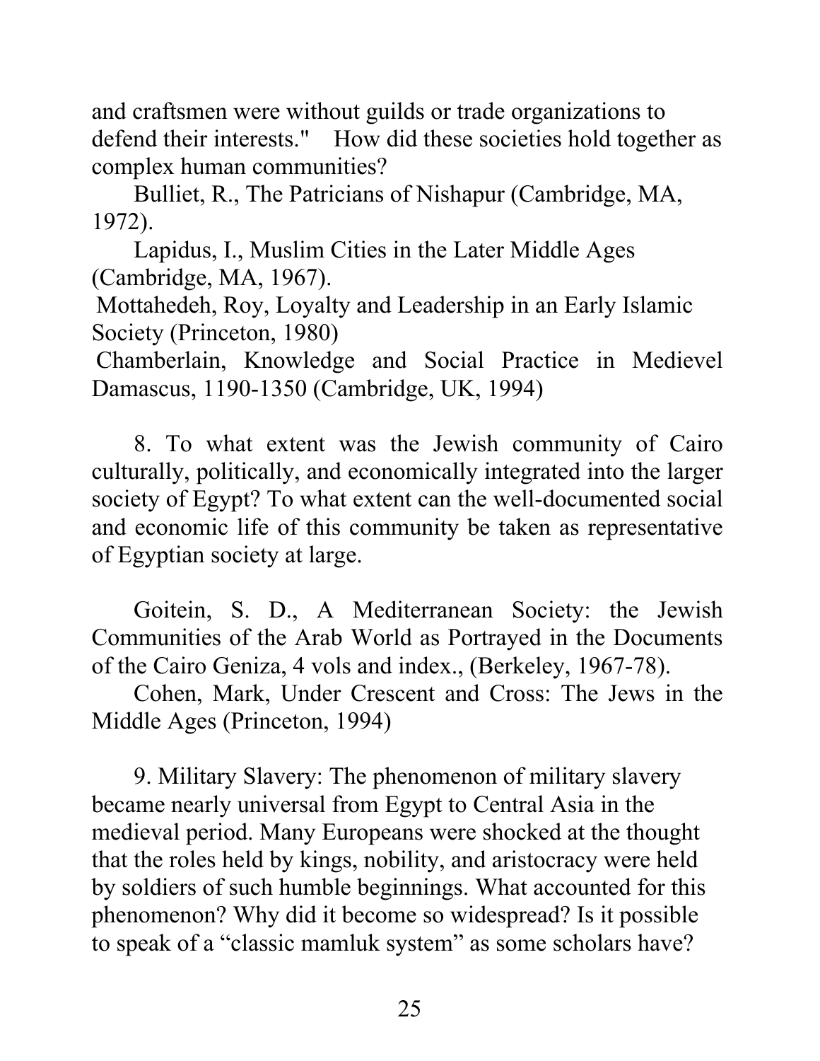and craftsmen were without guilds or trade organizations to defend their interests." How did these societies hold together as complex human communities?

Bulliet, R., The Patricians of Nishapur (Cambridge, MA, 1972).

Lapidus, I., Muslim Cities in the Later Middle Ages (Cambridge, MA, 1967).

Mottahedeh, Roy, Loyalty and Leadership in an Early Islamic Society (Princeton, 1980)

Chamberlain, Knowledge and Social Practice in Medievel Damascus, 1190-1350 (Cambridge, UK, 1994)

8. To what extent was the Jewish community of Cairo culturally, politically, and economically integrated into the larger society of Egypt? To what extent can the well-documented social and economic life of this community be taken as representative of Egyptian society at large.

Goitein, S. D., A Mediterranean Society: the Jewish Communities of the Arab World as Portrayed in the Documents of the Cairo Geniza, 4 vols and index., (Berkeley, 1967-78).

Cohen, Mark, Under Crescent and Cross: The Jews in the Middle Ages (Princeton, 1994)

9. Military Slavery: The phenomenon of military slavery became nearly universal from Egypt to Central Asia in the medieval period. Many Europeans were shocked at the thought that the roles held by kings, nobility, and aristocracy were held by soldiers of such humble beginnings. What accounted for this phenomenon? Why did it become so widespread? Is it possible to speak of a "classic mamluk system" as some scholars have?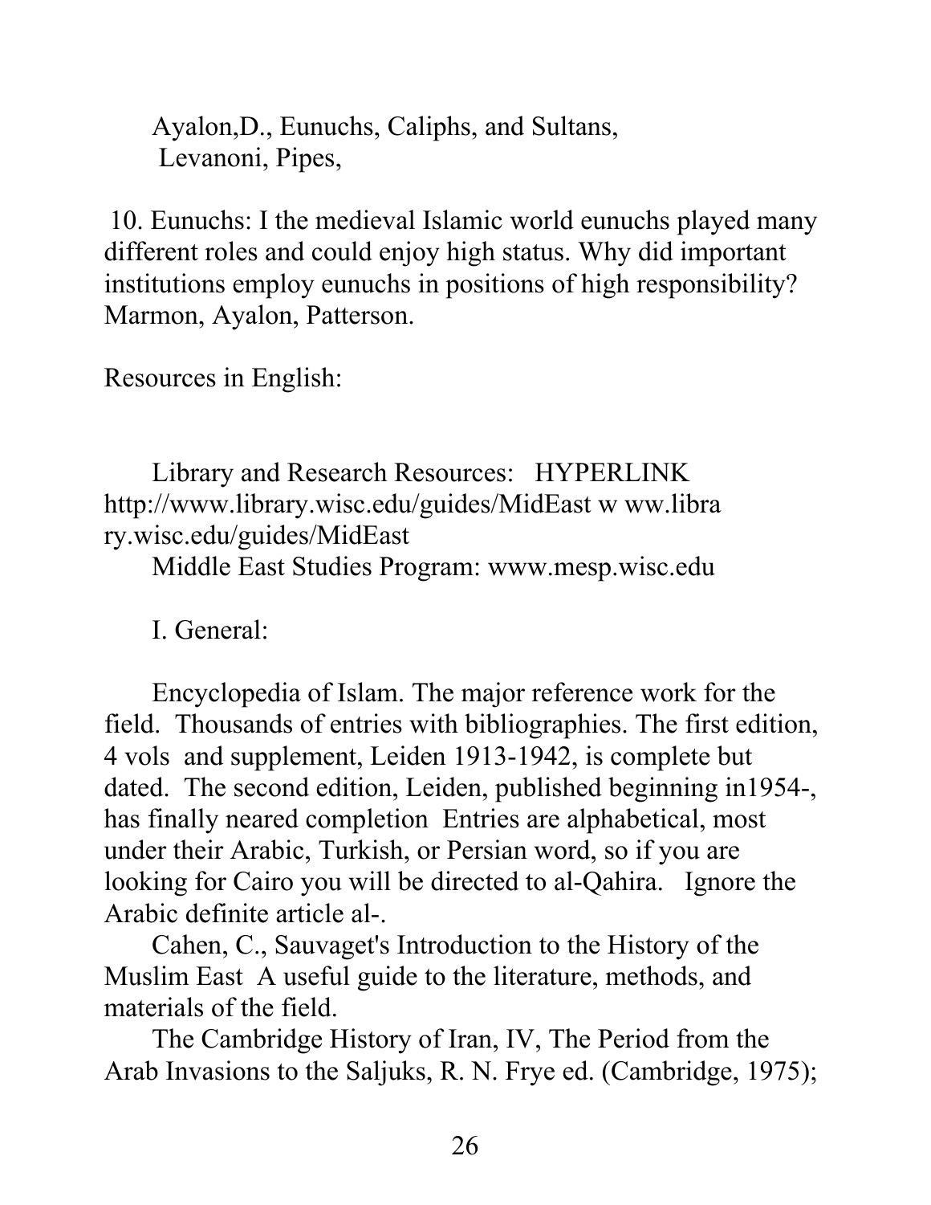Ayalon,D., Eunuchs, Caliphs, and Sultans,
Levanoni, Pipes,

10. Eunuchs: I the medieval Islamic world eunuchs played many different roles and could enjoy high status. Why did important institutions employ eunuchs in positions of high responsibility? Marmon, Ayalon, Patterson.

Resources in English:

Library and Research Resources: HYPERLINK http://www.library.wisc.edu/guides/MidEast w ww.library.wisc.edu/guides/MidEast
Middle East Studies Program: www.mesp.wisc.edu

I. General:

Encyclopedia of Islam. The major reference work for the field. Thousands of entries with bibliographies. The first edition, 4 vols and supplement, Leiden 1913-1942, is complete but dated. The second edition, Leiden, published beginning in1954-, has finally neared completion Entries are alphabetical, most under their Arabic, Turkish, or Persian word, so if you are looking for Cairo you will be directed to al-Qahira. Ignore the Arabic definite article al-.

Cahen, C., Sauvaget's Introduction to the History of the Muslim East A useful guide to the literature, methods, and materials of the field.

The Cambridge History of Iran, IV, The Period from the Arab Invasions to the Saljuks, R. N. Frye ed. (Cambridge, 1975);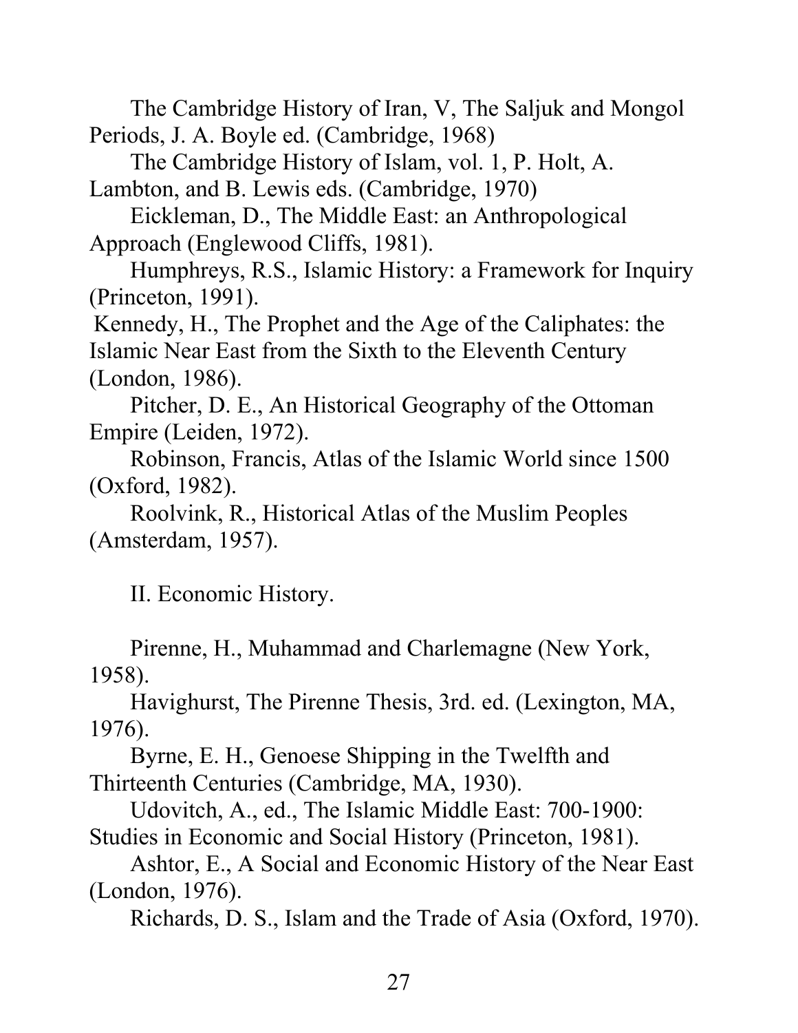The Cambridge History of Iran, V, The Saljuk and Mongol Periods, J. A. Boyle ed. (Cambridge, 1968)

The Cambridge History of Islam, vol. 1, P. Holt, A. Lambton, and B. Lewis eds. (Cambridge, 1970)

Eickleman, D., The Middle East: an Anthropological Approach (Englewood Cliffs, 1981).

Humphreys, R.S., Islamic History: a Framework for Inquiry (Princeton, 1991).

Kennedy, H., The Prophet and the Age of the Caliphates: the Islamic Near East from the Sixth to the Eleventh Century (London, 1986).

Pitcher, D. E., An Historical Geography of the Ottoman Empire (Leiden, 1972).

Robinson, Francis, Atlas of the Islamic World since 1500 (Oxford, 1982).

Roolvink, R., Historical Atlas of the Muslim Peoples (Amsterdam, 1957).

II. Economic History.

Pirenne, H., Muhammad and Charlemagne (New York, 1958).

Havighurst, The Pirenne Thesis, 3rd. ed. (Lexington, MA, 1976).

Byrne, E. H., Genoese Shipping in the Twelfth and Thirteenth Centuries (Cambridge, MA, 1930).

Udovitch, A., ed., The Islamic Middle East: 700-1900: Studies in Economic and Social History (Princeton, 1981).

Ashtor, E., A Social and Economic History of the Near East (London, 1976).

Richards, D. S., Islam and the Trade of Asia (Oxford, 1970).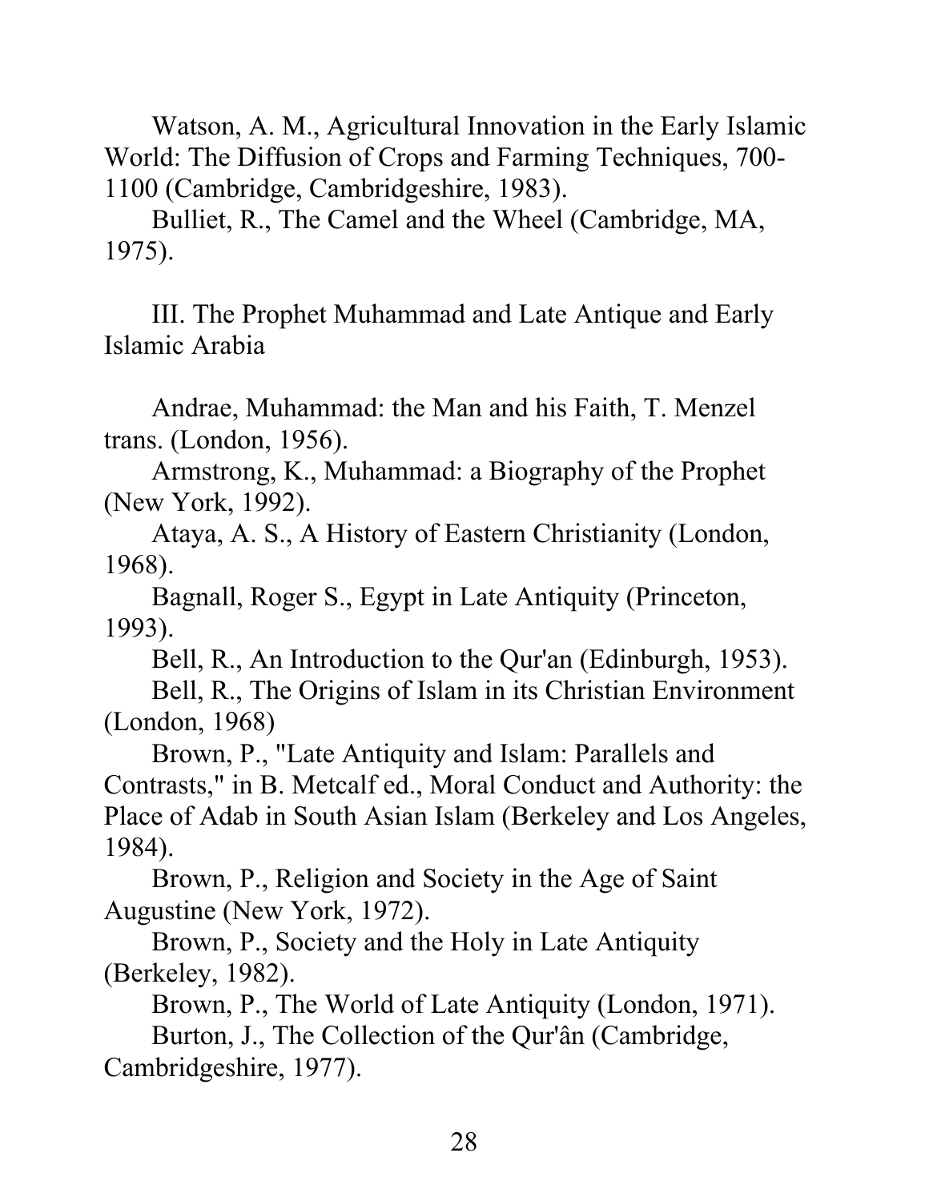Watson, A. M., Agricultural Innovation in the Early Islamic World: The Diffusion of Crops and Farming Techniques, 700-1100 (Cambridge, Cambridgeshire, 1983).

Bulliet, R., The Camel and the Wheel (Cambridge, MA, 1975).

## III. The Prophet Muhammad and Late Antique and Early Islamic Arabia

Andrae, Muhammad: the Man and his Faith, T. Menzel trans. (London, 1956).

Armstrong, K., Muhammad: a Biography of the Prophet (New York, 1992).

Ataya, A. S., A History of Eastern Christianity (London, 1968).

Bagnall, Roger S., Egypt in Late Antiquity (Princeton, 1993).

Bell, R., An Introduction to the Qur'an (Edinburgh, 1953).

Bell, R., The Origins of Islam in its Christian Environment (London, 1968)

Brown, P., "Late Antiquity and Islam: Parallels and Contrasts," in B. Metcalf ed., Moral Conduct and Authority: the Place of Adab in South Asian Islam (Berkeley and Los Angeles, 1984).

Brown, P., Religion and Society in the Age of Saint Augustine (New York, 1972).

Brown, P., Society and the Holy in Late Antiquity (Berkeley, 1982).

Brown, P., The World of Late Antiquity (London, 1971).

Burton, J., The Collection of the Qur'ân (Cambridge, Cambridgeshire, 1977).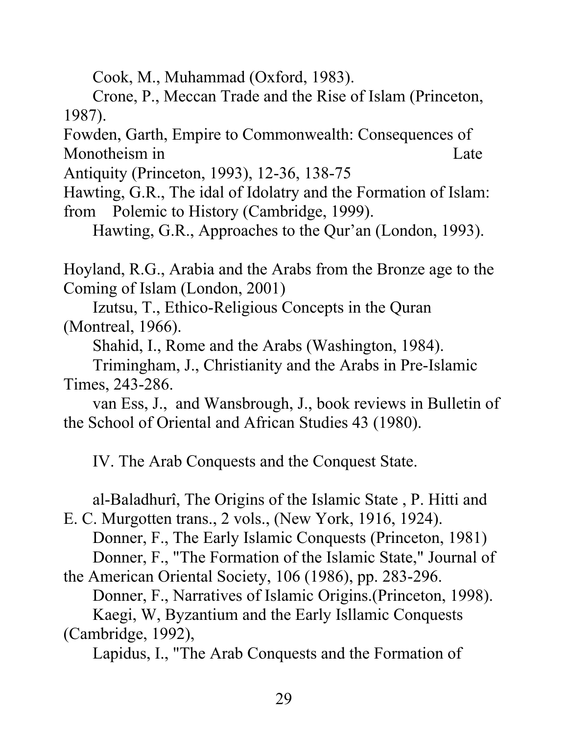Cook, M., Muhammad (Oxford, 1983).

Crone, P., Meccan Trade and the Rise of Islam (Princeton, 1987).

Fowden, Garth, Empire to Commonwealth: Consequences of Monotheism in Late Antiquity (Princeton, 1993), 12-36, 138-75

Hawting, G.R., The idal of Idolatry and the Formation of Islam: from Polemic to History (Cambridge, 1999).

Hawting, G.R., Approaches to the Qur'an (London, 1993).

Hoyland, R.G., Arabia and the Arabs from the Bronze age to the Coming of Islam (London, 2001)

Izutsu, T., Ethico-Religious Concepts in the Quran (Montreal, 1966).

Shahid, I., Rome and the Arabs (Washington, 1984).

Trimingham, J., Christianity and the Arabs in Pre-Islamic Times, 243-286.

van Ess, J., and Wansbrough, J., book reviews in Bulletin of the School of Oriental and African Studies 43 (1980).

IV. The Arab Conquests and the Conquest State.

al-Baladhurî, The Origins of the Islamic State , P. Hitti and E. C. Murgotten trans., 2 vols., (New York, 1916, 1924).

Donner, F., The Early Islamic Conquests (Princeton, 1981)

Donner, F., "The Formation of the Islamic State," Journal of the American Oriental Society, 106 (1986), pp. 283-296.

Donner, F., Narratives of Islamic Origins.(Princeton, 1998).

Kaegi, W, Byzantium and the Early Isllamic Conquests (Cambridge, 1992),

Lapidus, I., "The Arab Conquests and the Formation of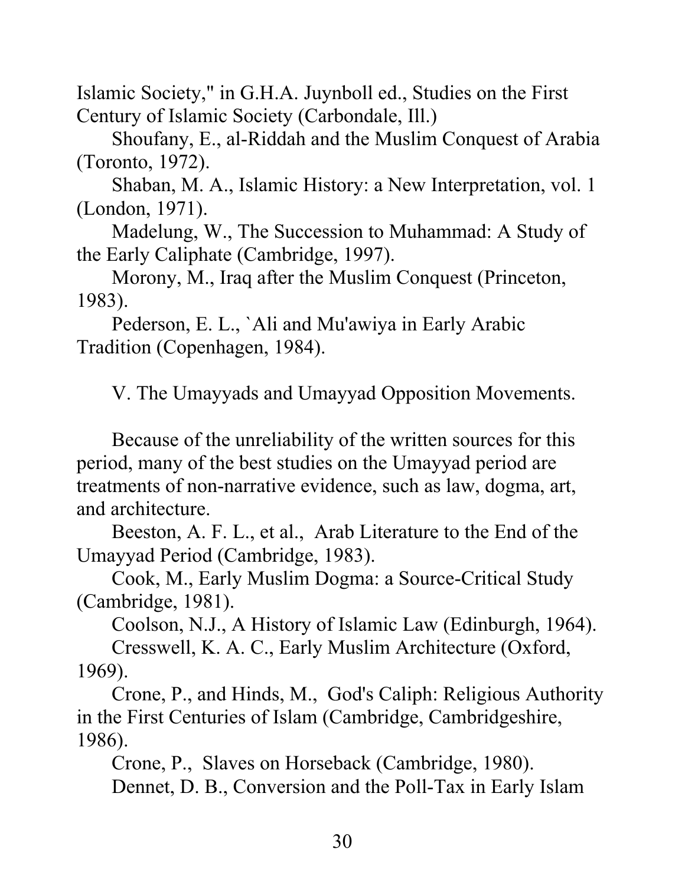Islamic Society," in G.H.A. Juynboll ed., Studies on the First Century of Islamic Society (Carbondale, Ill.)

Shoufany, E., al-Riddah and the Muslim Conquest of Arabia (Toronto, 1972).

Shaban, M. A., Islamic History: a New Interpretation, vol. 1 (London, 1971).

Madelung, W., The Succession to Muhammad: A Study of the Early Caliphate (Cambridge, 1997).

Morony, M., Iraq after the Muslim Conquest (Princeton, 1983).

Pederson, E. L., `Ali and Mu'awiya in Early Arabic Tradition (Copenhagen, 1984).

## V. The Umayyads and Umayyad Opposition Movements.

Because of the unreliability of the written sources for this period, many of the best studies on the Umayyad period are treatments of non-narrative evidence, such as law, dogma, art, and architecture.

Beeston, A. F. L., et al., Arab Literature to the End of the Umayyad Period (Cambridge, 1983).

Cook, M., Early Muslim Dogma: a Source-Critical Study (Cambridge, 1981).

Coolson, N.J., A History of Islamic Law (Edinburgh, 1964).

Cresswell, K. A. C., Early Muslim Architecture (Oxford, 1969).

Crone, P., and Hinds, M., God's Caliph: Religious Authority in the First Centuries of Islam (Cambridge, Cambridgeshire, 1986).

Crone, P., Slaves on Horseback (Cambridge, 1980).

Dennet, D. B., Conversion and the Poll-Tax in Early Islam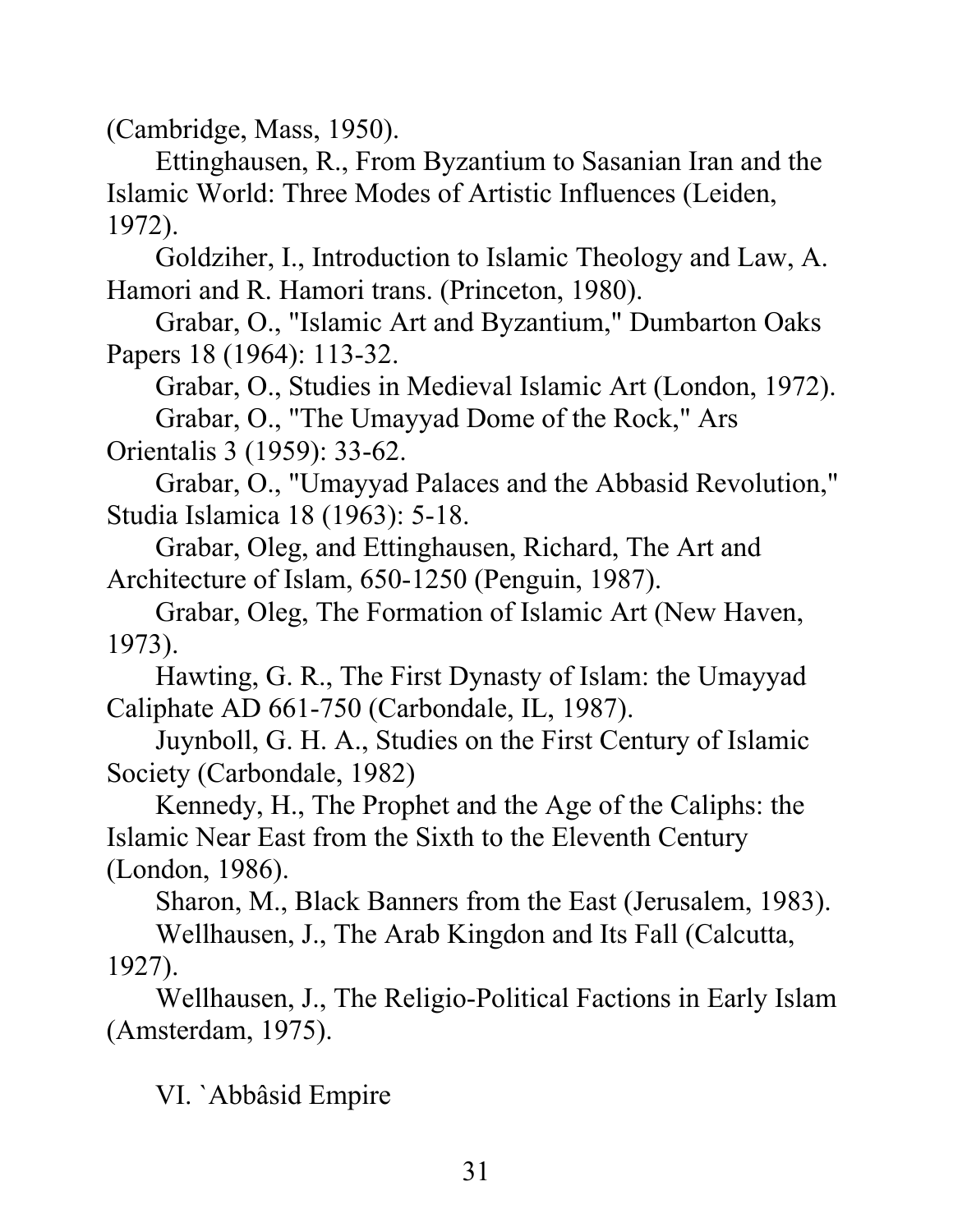(Cambridge, Mass, 1950).

Ettinghausen, R., From Byzantium to Sasanian Iran and the Islamic World: Three Modes of Artistic Influences (Leiden, 1972).

Goldziher, I., Introduction to Islamic Theology and Law, A. Hamori and R. Hamori trans. (Princeton, 1980).

Grabar, O., "Islamic Art and Byzantium," Dumbarton Oaks Papers 18 (1964): 113-32.

Grabar, O., Studies in Medieval Islamic Art (London, 1972).

Grabar, O., "The Umayyad Dome of the Rock," Ars Orientalis 3 (1959): 33-62.

Grabar, O., "Umayyad Palaces and the Abbasid Revolution," Studia Islamica 18 (1963): 5-18.

Grabar, Oleg, and Ettinghausen, Richard, The Art and Architecture of Islam, 650-1250 (Penguin, 1987).

Grabar, Oleg, The Formation of Islamic Art (New Haven, 1973).

Hawting, G. R., The First Dynasty of Islam: the Umayyad Caliphate AD 661-750 (Carbondale, IL, 1987).

Juynboll, G. H. A., Studies on the First Century of Islamic Society (Carbondale, 1982)

Kennedy, H., The Prophet and the Age of the Caliphs: the Islamic Near East from the Sixth to the Eleventh Century (London, 1986).

Sharon, M., Black Banners from the East (Jerusalem, 1983).

Wellhausen, J., The Arab Kingdon and Its Fall (Calcutta, 1927).

Wellhausen, J., The Religio-Political Factions in Early Islam (Amsterdam, 1975).

## VI. `Abbâsid Empire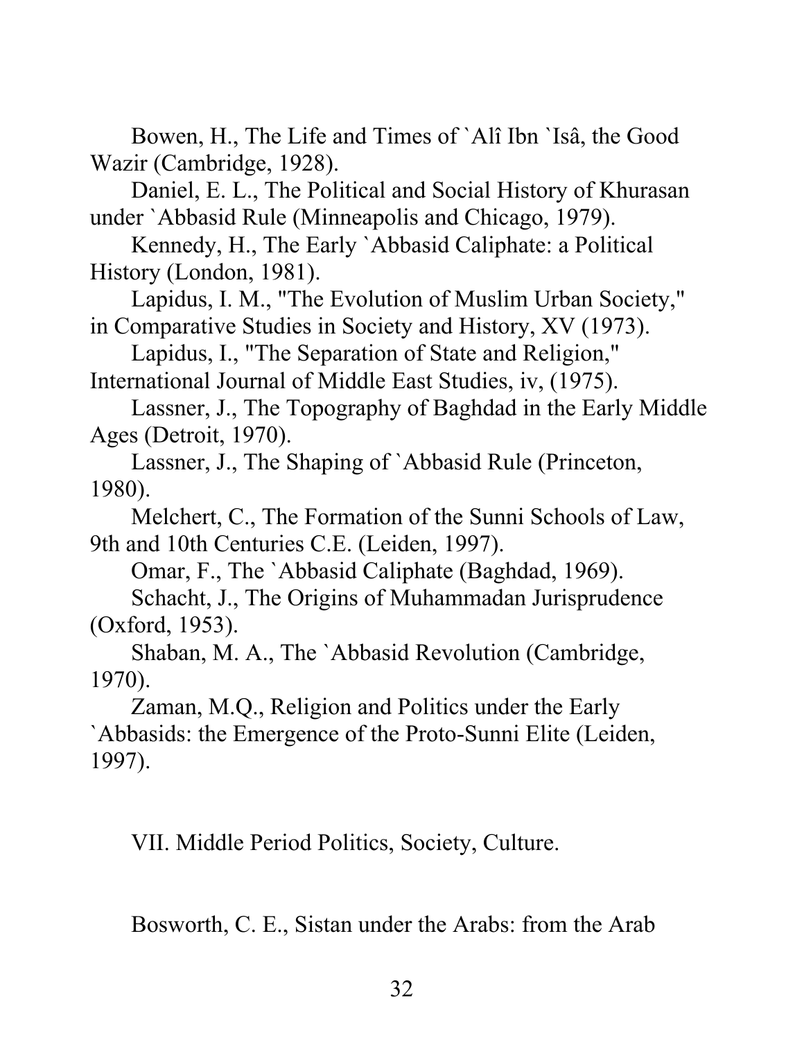Bowen, H., The Life and Times of `Alî Ibn `Isâ, the Good Wazir (Cambridge, 1928).

Daniel, E. L., The Political and Social History of Khurasan under `Abbasid Rule (Minneapolis and Chicago, 1979).

Kennedy, H., The Early `Abbasid Caliphate: a Political History (London, 1981).

Lapidus, I. M., "The Evolution of Muslim Urban Society," in Comparative Studies in Society and History, XV (1973).

Lapidus, I., "The Separation of State and Religion," International Journal of Middle East Studies, iv, (1975).

Lassner, J., The Topography of Baghdad in the Early Middle Ages (Detroit, 1970).

Lassner, J., The Shaping of `Abbasid Rule (Princeton, 1980).

Melchert, C., The Formation of the Sunni Schools of Law, 9th and 10th Centuries C.E. (Leiden, 1997).

Omar, F., The `Abbasid Caliphate (Baghdad, 1969).

Schacht, J., The Origins of Muhammadan Jurisprudence (Oxford, 1953).

Shaban, M. A., The `Abbasid Revolution (Cambridge, 1970).

Zaman, M.Q., Religion and Politics under the Early `Abbasids: the Emergence of the Proto-Sunni Elite (Leiden, 1997).

## VII. Middle Period Politics, Society, Culture.

Bosworth, C. E., Sistan under the Arabs: from the Arab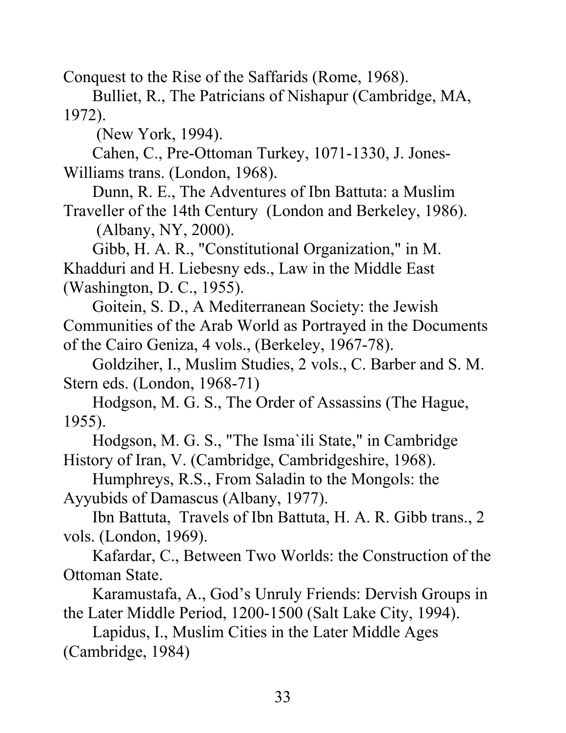Conquest to the Rise of the Saffarids (Rome, 1968).

Bulliet, R., The Patricians of Nishapur (Cambridge, MA, 1972).

(New York, 1994).

Cahen, C., Pre-Ottoman Turkey, 1071-1330, J. Jones-Williams trans. (London, 1968).

Dunn, R. E., The Adventures of Ibn Battuta: a Muslim Traveller of the 14th Century (London and Berkeley, 1986).

(Albany, NY, 2000).

Gibb, H. A. R., "Constitutional Organization," in M. Khadduri and H. Liebesny eds., Law in the Middle East (Washington, D. C., 1955).

Goitein, S. D., A Mediterranean Society: the Jewish Communities of the Arab World as Portrayed in the Documents of the Cairo Geniza, 4 vols., (Berkeley, 1967-78).

Goldziher, I., Muslim Studies, 2 vols., C. Barber and S. M. Stern eds. (London, 1968-71)

Hodgson, M. G. S., The Order of Assassins (The Hague, 1955).

Hodgson, M. G. S., "The Isma`ili State," in Cambridge History of Iran, V. (Cambridge, Cambridgeshire, 1968).

Humphreys, R.S., From Saladin to the Mongols: the Ayyubids of Damascus (Albany, 1977).

Ibn Battuta, Travels of Ibn Battuta, H. A. R. Gibb trans., 2 vols. (London, 1969).

Kafardar, C., Between Two Worlds: the Construction of the Ottoman State.

Karamustafa, A., God's Unruly Friends: Dervish Groups in the Later Middle Period, 1200-1500 (Salt Lake City, 1994).

Lapidus, I., Muslim Cities in the Later Middle Ages (Cambridge, 1984)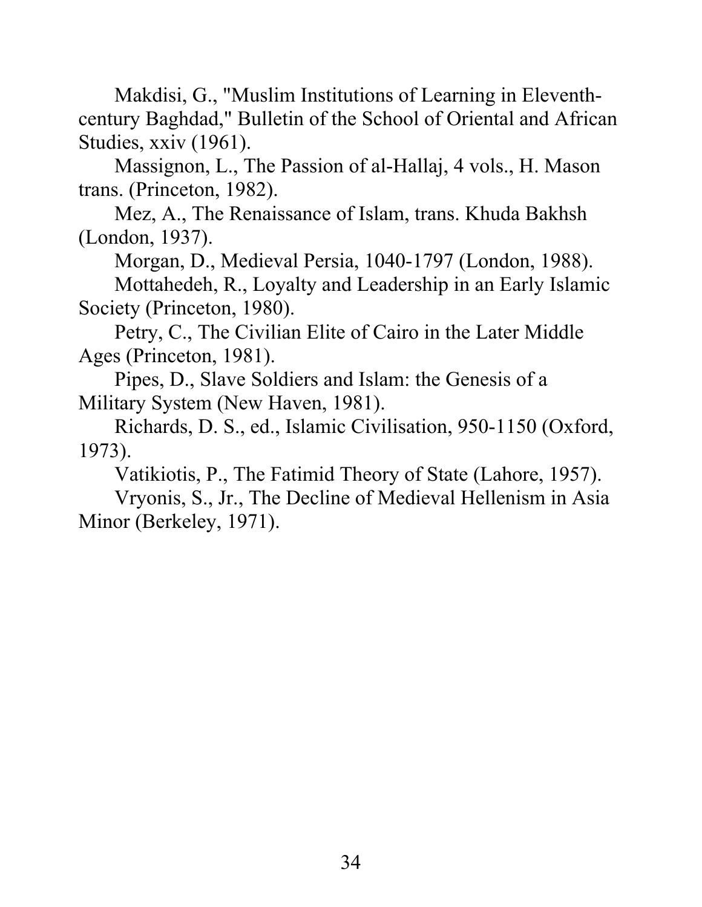Makdisi, G., "Muslim Institutions of Learning in Eleventh-century Baghdad," Bulletin of the School of Oriental and African Studies, xxiv (1961).

Massignon, L., The Passion of al-Hallaj, 4 vols., H. Mason trans. (Princeton, 1982).

Mez, A., The Renaissance of Islam, trans. Khuda Bakhsh (London, 1937).

Morgan, D., Medieval Persia, 1040-1797 (London, 1988).

Mottahedeh, R., Loyalty and Leadership in an Early Islamic Society (Princeton, 1980).

Petry, C., The Civilian Elite of Cairo in the Later Middle Ages (Princeton, 1981).

Pipes, D., Slave Soldiers and Islam: the Genesis of a Military System (New Haven, 1981).

Richards, D. S., ed., Islamic Civilisation, 950-1150 (Oxford, 1973).

Vatikiotis, P., The Fatimid Theory of State (Lahore, 1957).

Vryonis, S., Jr., The Decline of Medieval Hellenism in Asia Minor (Berkeley, 1971).